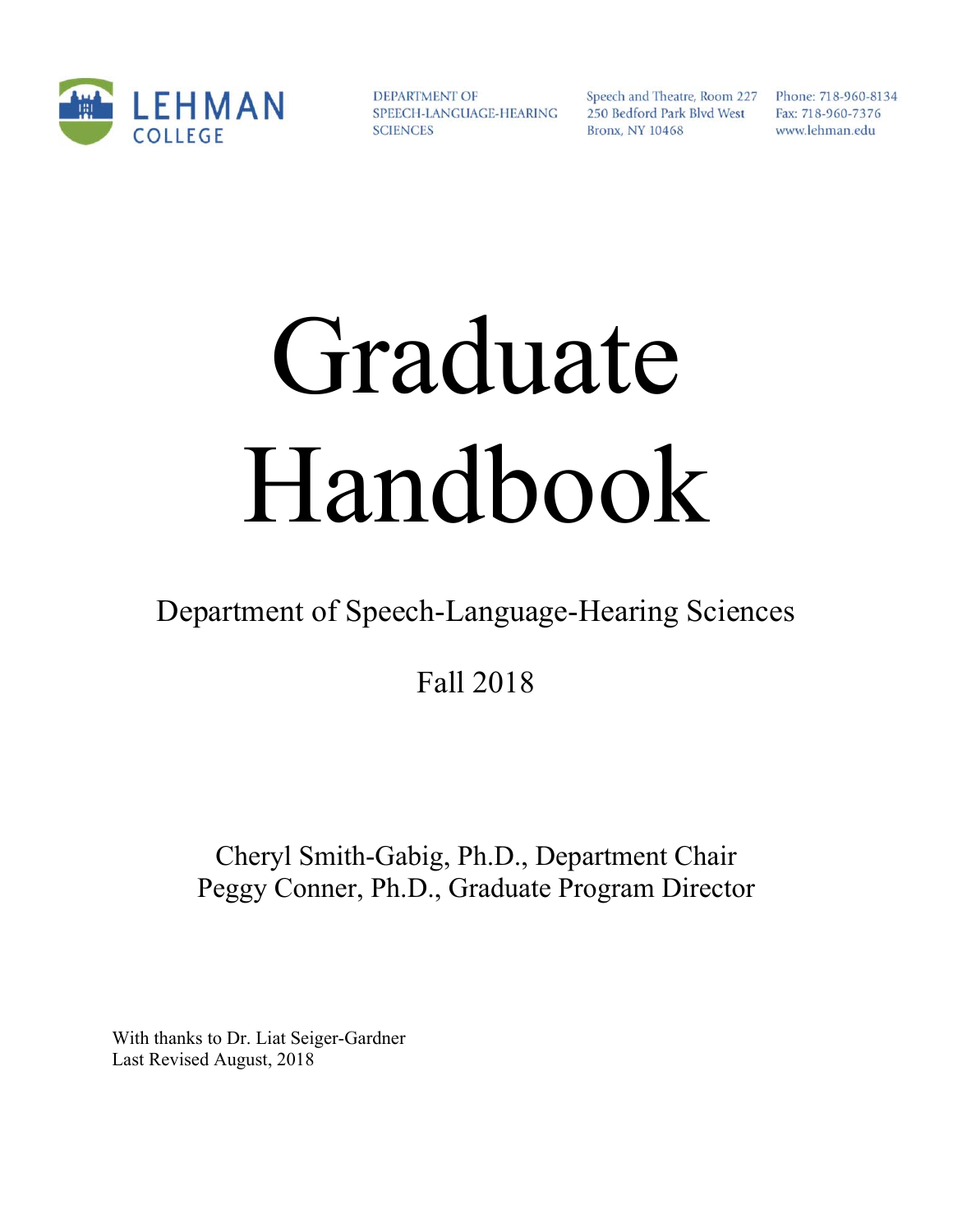LEHMAN COLLEGE

DEPARTMENT OF SPEECH-LANGUAGE-HEARING SCIENCES

Speech and Theatre, Room 227
250 Bedford Park Blvd West
Bronx, NY 10468

Phone: 718-960-8134
Fax: 718-960-7376
www.lehman.edu

# Graduate Handbook

Department of Speech-Language-Hearing Sciences

Fall 2018

Cheryl Smith-Gabig, Ph.D., Department Chair
Peggy Conner, Ph.D., Graduate Program Director

With thanks to Dr. Liat Seiger-Gardner
Last Revised August, 2018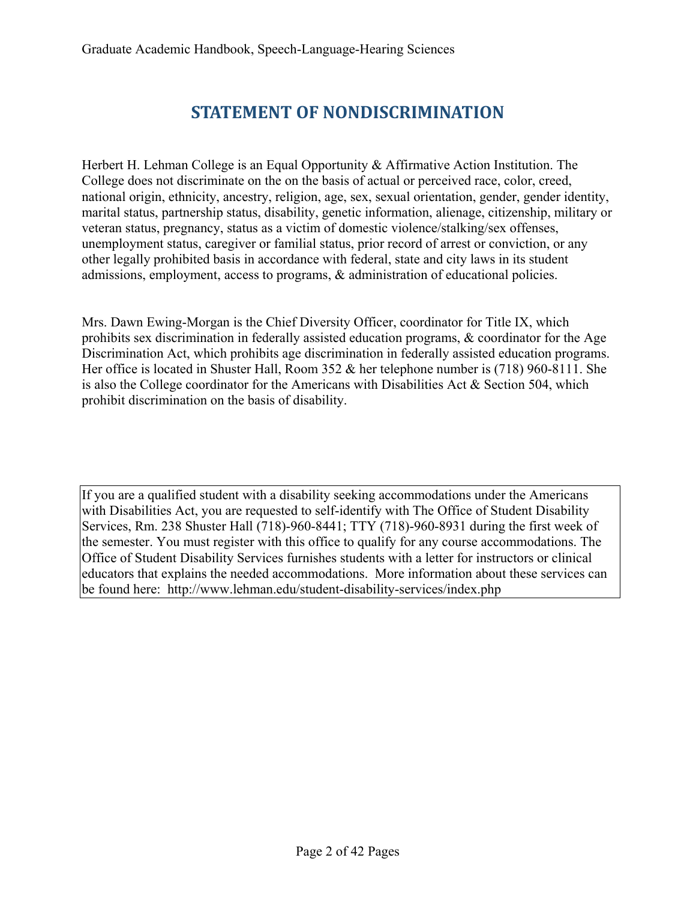# STATEMENT OF NONDISCRIMINATION

Herbert H. Lehman College is an Equal Opportunity & Affirmative Action Institution. The College does not discriminate on the on the basis of actual or perceived race, color, creed, national origin, ethnicity, ancestry, religion, age, sex, sexual orientation, gender, gender identity, marital status, partnership status, disability, genetic information, alienage, citizenship, military or veteran status, pregnancy, status as a victim of domestic violence/stalking/sex offenses, unemployment status, caregiver or familial status, prior record of arrest or conviction, or any other legally prohibited basis in accordance with federal, state and city laws in its student admissions, employment, access to programs, & administration of educational policies.

Mrs. Dawn Ewing-Morgan is the Chief Diversity Officer, coordinator for Title IX, which prohibits sex discrimination in federally assisted education programs, & coordinator for the Age Discrimination Act, which prohibits age discrimination in federally assisted education programs. Her office is located in Shuster Hall, Room 352 & her telephone number is (718) 960-8111. She is also the College coordinator for the Americans with Disabilities Act & Section 504, which prohibit discrimination on the basis of disability.

If you are a qualified student with a disability seeking accommodations under the Americans with Disabilities Act, you are requested to self-identify with The Office of Student Disability Services, Rm. 238 Shuster Hall (718)-960-8441; TTY (718)-960-8931 during the first week of the semester. You must register with this office to qualify for any course accommodations. The Office of Student Disability Services furnishes students with a letter for instructors or clinical educators that explains the needed accommodations. More information about these services can be found here: http://www.lehman.edu/student-disability-services/index.php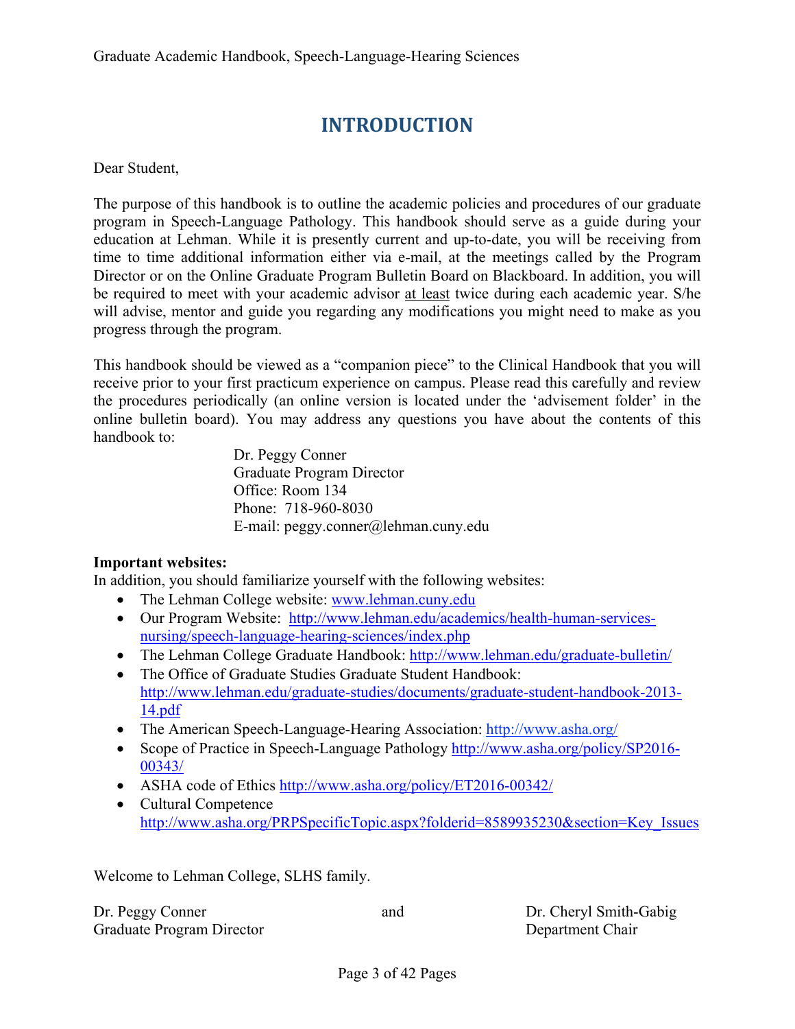# INTRODUCTION

Dear Student,

The purpose of this handbook is to outline the academic policies and procedures of our graduate program in Speech-Language Pathology. This handbook should serve as a guide during your education at Lehman. While it is presently current and up-to-date, you will be receiving from time to time additional information either via e-mail, at the meetings called by the Program Director or on the Online Graduate Program Bulletin Board on Blackboard. In addition, you will be required to meet with your academic advisor at least twice during each academic year. S/he will advise, mentor and guide you regarding any modifications you might need to make as you progress through the program.

This handbook should be viewed as a "companion piece" to the Clinical Handbook that you will receive prior to your first practicum experience on campus. Please read this carefully and review the procedures periodically (an online version is located under the 'advisement folder' in the online bulletin board). You may address any questions you have about the contents of this handbook to:

Dr. Peggy Conner
Graduate Program Director
Office: Room 134
Phone: 718-960-8030
E-mail: peggy.conner@lehman.cuny.edu

**Important websites:**
In addition, you should familiarize yourself with the following websites:

- The Lehman College website: www.lehman.cuny.edu
- Our Program Website: http://www.lehman.edu/academics/health-human-services-nursing/speech-language-hearing-sciences/index.php
- The Lehman College Graduate Handbook: http://www.lehman.edu/graduate-bulletin/
- The Office of Graduate Studies Graduate Student Handbook: http://www.lehman.edu/graduate-studies/documents/graduate-student-handbook-2013-14.pdf
- The American Speech-Language-Hearing Association: http://www.asha.org/
- Scope of Practice in Speech-Language Pathology http://www.asha.org/policy/SP2016-00343/
- ASHA code of Ethics http://www.asha.org/policy/ET2016-00342/
- Cultural Competence http://www.asha.org/PRPSpecificTopic.aspx?folderid=8589935230&section=Key_Issues

Welcome to Lehman College, SLHS family.

Dr. Peggy Conner
Graduate Program Director

and

Dr. Cheryl Smith-Gabig
Department Chair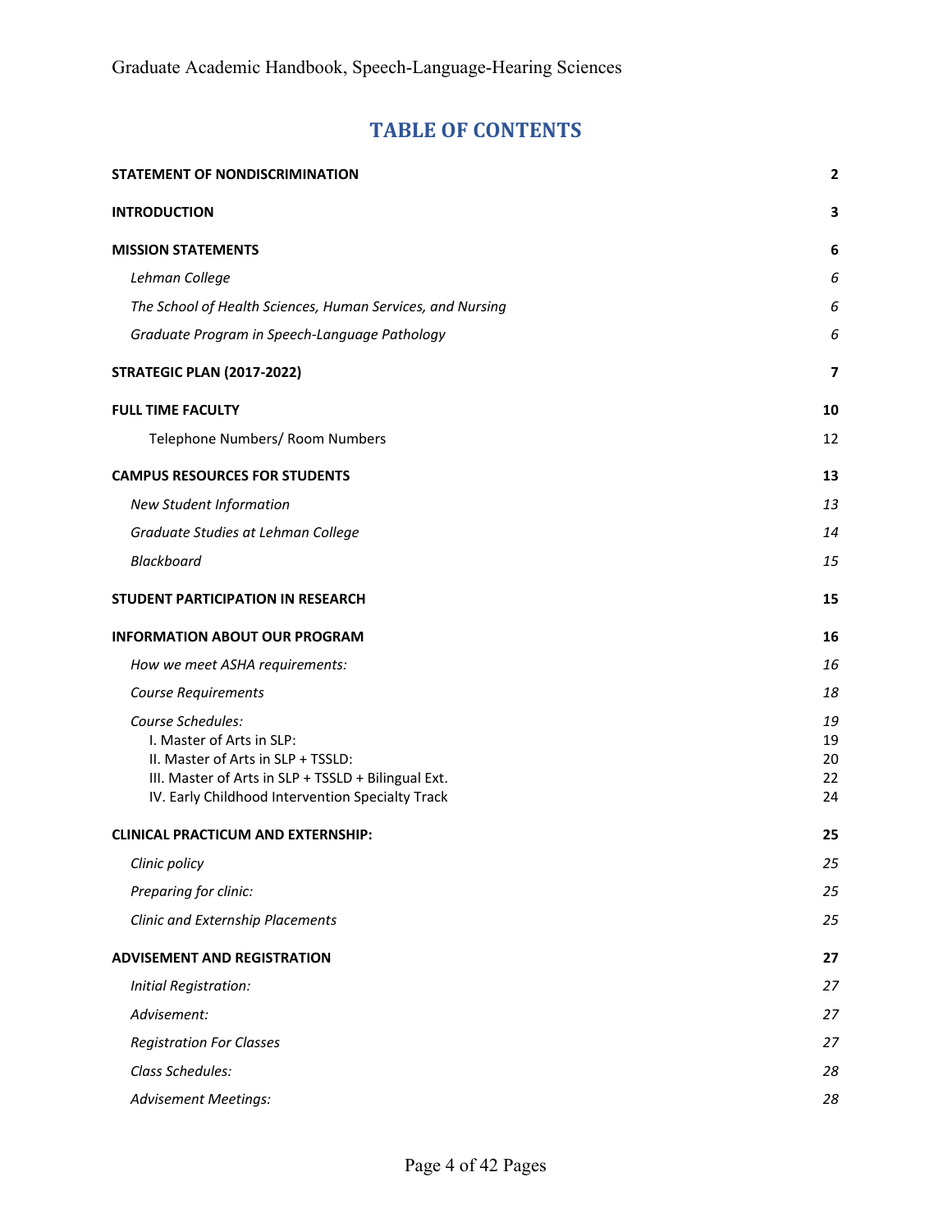# TABLE OF CONTENTS

| | |
|---|---|
| **STATEMENT OF NONDISCRIMINATION** | **2** |
| **INTRODUCTION** | **3** |
| **MISSION STATEMENTS** | **6** |
| *Lehman College* | *6* |
| *The School of Health Sciences, Human Services, and Nursing* | *6* |
| *Graduate Program in Speech-Language Pathology* | *6* |
| **STRATEGIC PLAN (2017-2022)** | **7** |
| **FULL TIME FACULTY** | **10** |
| Telephone Numbers/ Room Numbers | 12 |
| **CAMPUS RESOURCES FOR STUDENTS** | **13** |
| *New Student Information* | *13* |
| *Graduate Studies at Lehman College* | *14* |
| *Blackboard* | *15* |
| **STUDENT PARTICIPATION IN RESEARCH** | **15** |
| **INFORMATION ABOUT OUR PROGRAM** | **16** |
| *How we meet ASHA requirements:* | *16* |
| *Course Requirements* | *18* |
| *Course Schedules:* | *19* |
| I. Master of Arts in SLP: | 19 |
| II. Master of Arts in SLP + TSSLD: | 20 |
| III. Master of Arts in SLP + TSSLD + Bilingual Ext. | 22 |
| IV. Early Childhood Intervention Specialty Track | 24 |
| **CLINICAL PRACTICUM AND EXTERNSHIP:** | **25** |
| *Clinic policy* | *25* |
| *Preparing for clinic:* | *25* |
| *Clinic and Externship Placements* | *25* |
| **ADVISEMENT AND REGISTRATION** | **27** |
| *Initial Registration:* | *27* |
| *Advisement:* | *27* |
| *Registration For Classes* | *27* |
| *Class Schedules:* | *28* |
| *Advisement Meetings:* | *28* |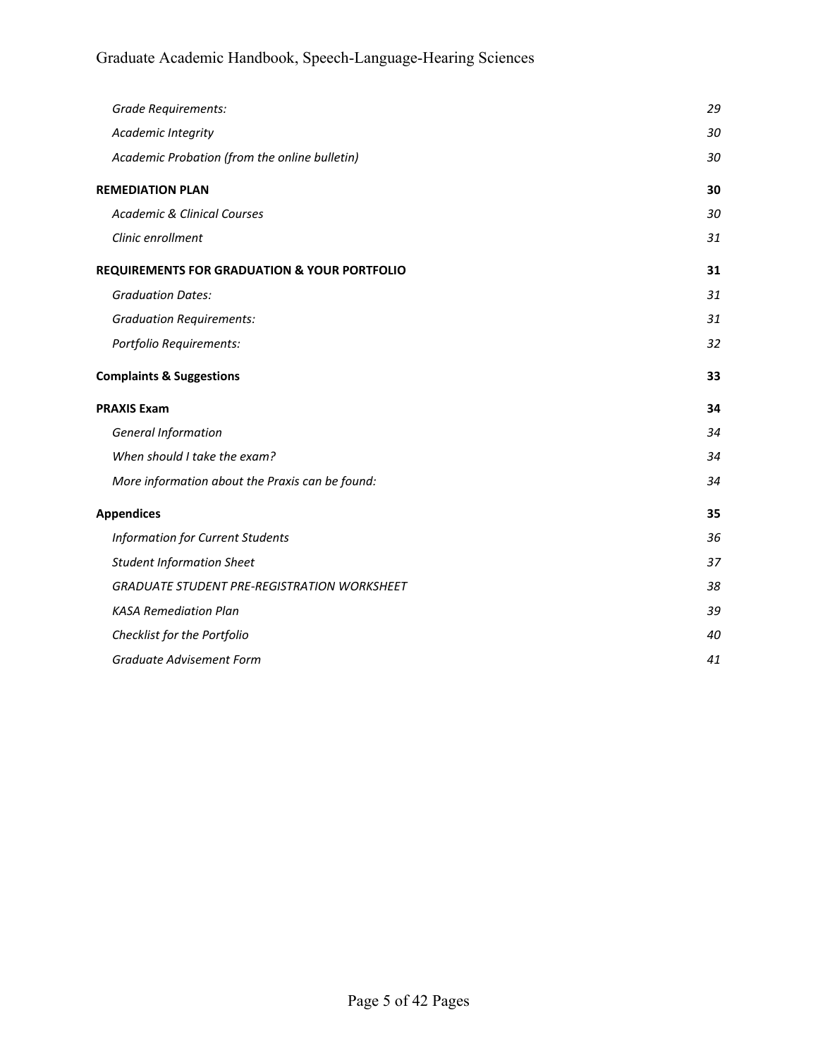*Grade Requirements:* 29

*Academic Integrity* 30

*Academic Probation (from the online bulletin)* 30

**REMEDIATION PLAN** **30**

*Academic & Clinical Courses* 30

*Clinic enrollment* 31

**REQUIREMENTS FOR GRADUATION & YOUR PORTFOLIO** **31**

*Graduation Dates:* 31

*Graduation Requirements:* 31

*Portfolio Requirements:* 32

**Complaints & Suggestions** **33**

**PRAXIS Exam** **34**

*General Information* 34

*When should I take the exam?* 34

*More information about the Praxis can be found:* 34

**Appendices** **35**

*Information for Current Students* 36

*Student Information Sheet* 37

*GRADUATE STUDENT PRE-REGISTRATION WORKSHEET* 38

*KASA Remediation Plan* 39

*Checklist for the Portfolio* 40

*Graduate Advisement Form* 41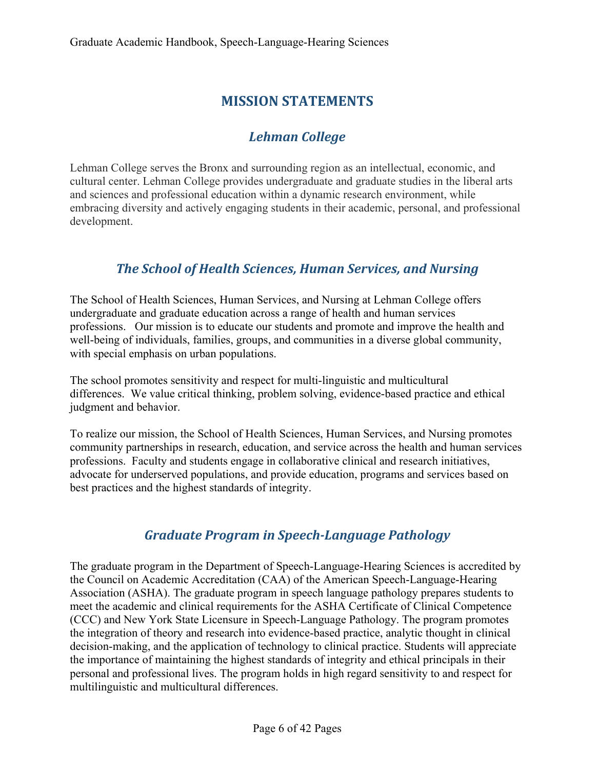# MISSION STATEMENTS

## *Lehman College*

Lehman College serves the Bronx and surrounding region as an intellectual, economic, and cultural center. Lehman College provides undergraduate and graduate studies in the liberal arts and sciences and professional education within a dynamic research environment, while embracing diversity and actively engaging students in their academic, personal, and professional development.

## *The School of Health Sciences, Human Services, and Nursing*

The School of Health Sciences, Human Services, and Nursing at Lehman College offers undergraduate and graduate education across a range of health and human services professions. Our mission is to educate our students and promote and improve the health and well-being of individuals, families, groups, and communities in a diverse global community, with special emphasis on urban populations.

The school promotes sensitivity and respect for multi-linguistic and multicultural differences. We value critical thinking, problem solving, evidence-based practice and ethical judgment and behavior.

To realize our mission, the School of Health Sciences, Human Services, and Nursing promotes community partnerships in research, education, and service across the health and human services professions. Faculty and students engage in collaborative clinical and research initiatives, advocate for underserved populations, and provide education, programs and services based on best practices and the highest standards of integrity.

## *Graduate Program in Speech-Language Pathology*

The graduate program in the Department of Speech-Language-Hearing Sciences is accredited by the Council on Academic Accreditation (CAA) of the American Speech-Language-Hearing Association (ASHA). The graduate program in speech language pathology prepares students to meet the academic and clinical requirements for the ASHA Certificate of Clinical Competence (CCC) and New York State Licensure in Speech-Language Pathology. The program promotes the integration of theory and research into evidence-based practice, analytic thought in clinical decision-making, and the application of technology to clinical practice. Students will appreciate the importance of maintaining the highest standards of integrity and ethical principals in their personal and professional lives. The program holds in high regard sensitivity to and respect for multilinguistic and multicultural differences.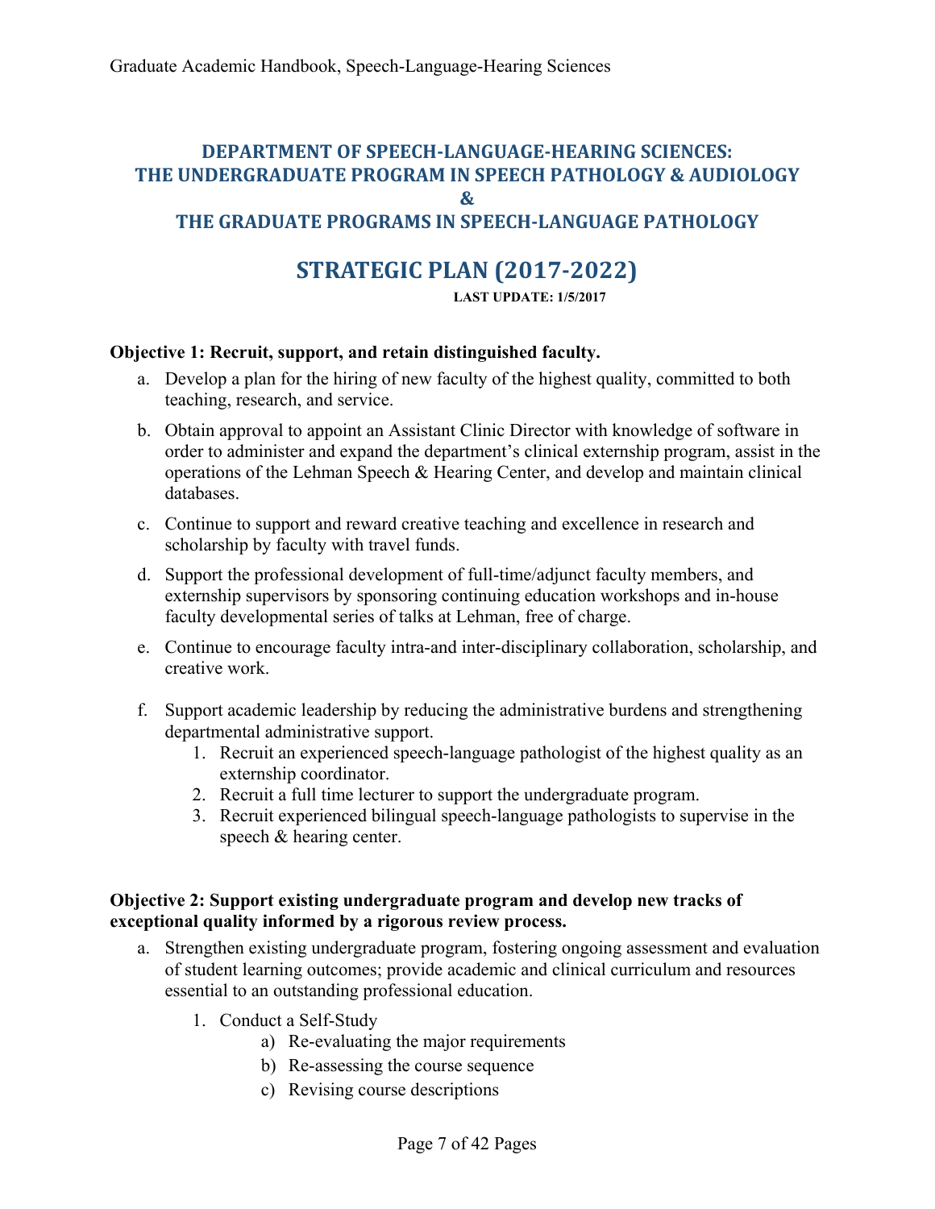## DEPARTMENT OF SPEECH-LANGUAGE-HEARING SCIENCES: THE UNDERGRADUATE PROGRAM IN SPEECH PATHOLOGY & AUDIOLOGY & THE GRADUATE PROGRAMS IN SPEECH-LANGUAGE PATHOLOGY

# STRATEGIC PLAN (2017-2022)

**LAST UPDATE: 1/5/2017**

**Objective 1: Recruit, support, and retain distinguished faculty.**

a. Develop a plan for the hiring of new faculty of the highest quality, committed to both teaching, research, and service.

b. Obtain approval to appoint an Assistant Clinic Director with knowledge of software in order to administer and expand the department's clinical externship program, assist in the operations of the Lehman Speech & Hearing Center, and develop and maintain clinical databases.

c. Continue to support and reward creative teaching and excellence in research and scholarship by faculty with travel funds.

d. Support the professional development of full-time/adjunct faculty members, and externship supervisors by sponsoring continuing education workshops and in-house faculty developmental series of talks at Lehman, free of charge.

e. Continue to encourage faculty intra-and inter-disciplinary collaboration, scholarship, and creative work.

f. Support academic leadership by reducing the administrative burdens and strengthening departmental administrative support.
   1. Recruit an experienced speech-language pathologist of the highest quality as an externship coordinator.
   2. Recruit a full time lecturer to support the undergraduate program.
   3. Recruit experienced bilingual speech-language pathologists to supervise in the speech & hearing center.

**Objective 2: Support existing undergraduate program and develop new tracks of exceptional quality informed by a rigorous review process.**

a. Strengthen existing undergraduate program, fostering ongoing assessment and evaluation of student learning outcomes; provide academic and clinical curriculum and resources essential to an outstanding professional education.
   1. Conduct a Self-Study
      a) Re-evaluating the major requirements
      b) Re-assessing the course sequence
      c) Revising course descriptions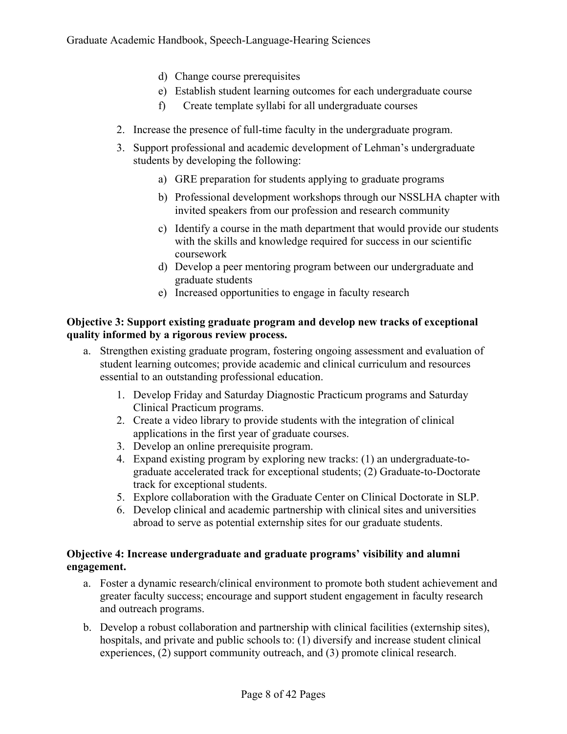d) Change course prerequisites
e) Establish student learning outcomes for each undergraduate course
f) Create template syllabi for all undergraduate courses

2. Increase the presence of full-time faculty in the undergraduate program.
3. Support professional and academic development of Lehman's undergraduate students by developing the following:
    a) GRE preparation for students applying to graduate programs
    b) Professional development workshops through our NSSLHA chapter with invited speakers from our profession and research community
    c) Identify a course in the math department that would provide our students with the skills and knowledge required for success in our scientific coursework
    d) Develop a peer mentoring program between our undergraduate and graduate students
    e) Increased opportunities to engage in faculty research

**Objective 3: Support existing graduate program and develop new tracks of exceptional quality informed by a rigorous review process.**

a. Strengthen existing graduate program, fostering ongoing assessment and evaluation of student learning outcomes; provide academic and clinical curriculum and resources essential to an outstanding professional education.
    1. Develop Friday and Saturday Diagnostic Practicum programs and Saturday Clinical Practicum programs.
    2. Create a video library to provide students with the integration of clinical applications in the first year of graduate courses.
    3. Develop an online prerequisite program.
    4. Expand existing program by exploring new tracks: (1) an undergraduate-to-graduate accelerated track for exceptional students; (2) Graduate-to-Doctorate track for exceptional students.
    5. Explore collaboration with the Graduate Center on Clinical Doctorate in SLP.
    6. Develop clinical and academic partnership with clinical sites and universities abroad to serve as potential externship sites for our graduate students.

**Objective 4: Increase undergraduate and graduate programs' visibility and alumni engagement.**

a. Foster a dynamic research/clinical environment to promote both student achievement and greater faculty success; encourage and support student engagement in faculty research and outreach programs.
b. Develop a robust collaboration and partnership with clinical facilities (externship sites), hospitals, and private and public schools to: (1) diversify and increase student clinical experiences, (2) support community outreach, and (3) promote clinical research.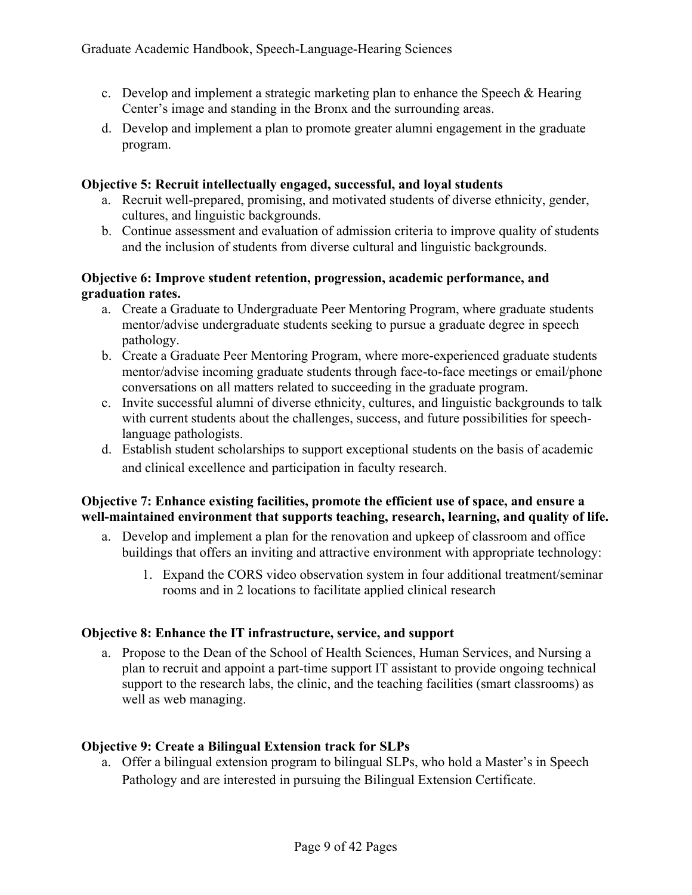c. Develop and implement a strategic marketing plan to enhance the Speech & Hearing Center's image and standing in the Bronx and the surrounding areas.
d. Develop and implement a plan to promote greater alumni engagement in the graduate program.

**Objective 5: Recruit intellectually engaged, successful, and loyal students**

a. Recruit well-prepared, promising, and motivated students of diverse ethnicity, gender, cultures, and linguistic backgrounds.
b. Continue assessment and evaluation of admission criteria to improve quality of students and the inclusion of students from diverse cultural and linguistic backgrounds.

**Objective 6: Improve student retention, progression, academic performance, and graduation rates.**

a. Create a Graduate to Undergraduate Peer Mentoring Program, where graduate students mentor/advise undergraduate students seeking to pursue a graduate degree in speech pathology.
b. Create a Graduate Peer Mentoring Program, where more-experienced graduate students mentor/advise incoming graduate students through face-to-face meetings or email/phone conversations on all matters related to succeeding in the graduate program.
c. Invite successful alumni of diverse ethnicity, cultures, and linguistic backgrounds to talk with current students about the challenges, success, and future possibilities for speech-language pathologists.
d. Establish student scholarships to support exceptional students on the basis of academic and clinical excellence and participation in faculty research.

**Objective 7: Enhance existing facilities, promote the efficient use of space, and ensure a well-maintained environment that supports teaching, research, learning, and quality of life.**

a. Develop and implement a plan for the renovation and upkeep of classroom and office buildings that offers an inviting and attractive environment with appropriate technology:
    1. Expand the CORS video observation system in four additional treatment/seminar rooms and in 2 locations to facilitate applied clinical research

**Objective 8: Enhance the IT infrastructure, service, and support**

a. Propose to the Dean of the School of Health Sciences, Human Services, and Nursing a plan to recruit and appoint a part-time support IT assistant to provide ongoing technical support to the research labs, the clinic, and the teaching facilities (smart classrooms) as well as web managing.

**Objective 9: Create a Bilingual Extension track for SLPs**

a. Offer a bilingual extension program to bilingual SLPs, who hold a Master's in Speech Pathology and are interested in pursuing the Bilingual Extension Certificate.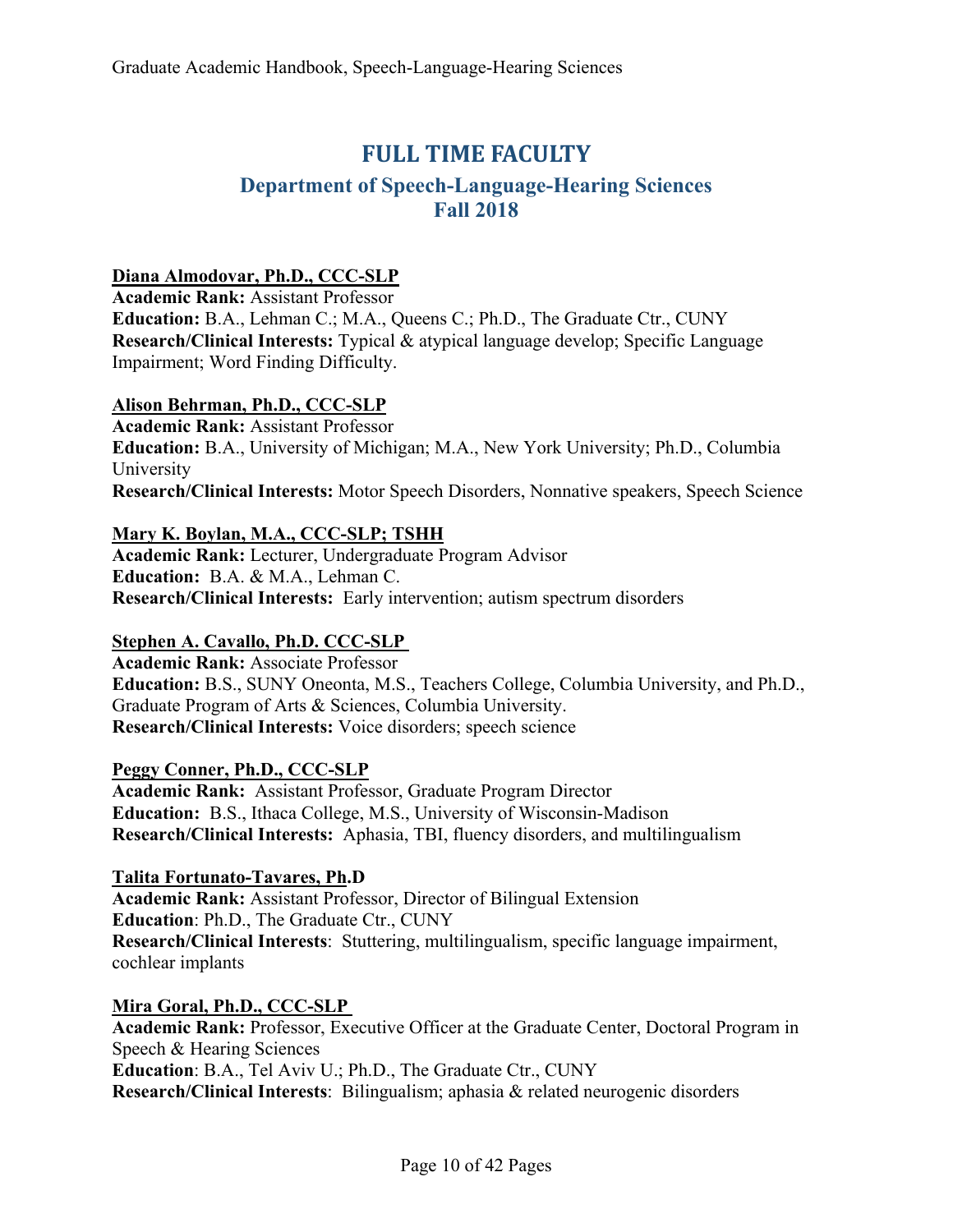# FULL TIME FACULTY

## Department of Speech-Language-Hearing Sciences
## Fall 2018

**Diana Almodovar, Ph.D., CCC-SLP**
**Academic Rank:** Assistant Professor
**Education:** B.A., Lehman C.; M.A., Queens C.; Ph.D., The Graduate Ctr., CUNY
**Research/Clinical Interests:** Typical & atypical language develop; Specific Language Impairment; Word Finding Difficulty.

**Alison Behrman, Ph.D., CCC-SLP**
**Academic Rank:** Assistant Professor
**Education:** B.A., University of Michigan; M.A., New York University; Ph.D., Columbia University
**Research/Clinical Interests:** Motor Speech Disorders, Nonnative speakers, Speech Science

**Mary K. Boylan, M.A., CCC-SLP; TSHH**
**Academic Rank:** Lecturer, Undergraduate Program Advisor
**Education:** B.A. & M.A., Lehman C.
**Research/Clinical Interests:** Early intervention; autism spectrum disorders

**Stephen A. Cavallo, Ph.D. CCC-SLP**
**Academic Rank:** Associate Professor
**Education:** B.S., SUNY Oneonta, M.S., Teachers College, Columbia University, and Ph.D., Graduate Program of Arts & Sciences, Columbia University.
**Research/Clinical Interests:** Voice disorders; speech science

**Peggy Conner, Ph.D., CCC-SLP**
**Academic Rank:** Assistant Professor, Graduate Program Director
**Education:** B.S., Ithaca College, M.S., University of Wisconsin-Madison
**Research/Clinical Interests:** Aphasia, TBI, fluency disorders, and multilingualism

**Talita Fortunato-Tavares, Ph.D**
**Academic Rank:** Assistant Professor, Director of Bilingual Extension
**Education**: Ph.D., The Graduate Ctr., CUNY
**Research/Clinical Interests**: Stuttering, multilingualism, specific language impairment, cochlear implants

**Mira Goral, Ph.D., CCC-SLP**
**Academic Rank:** Professor, Executive Officer at the Graduate Center, Doctoral Program in Speech & Hearing Sciences
**Education**: B.A., Tel Aviv U.; Ph.D., The Graduate Ctr., CUNY
**Research/Clinical Interests**: Bilingualism; aphasia & related neurogenic disorders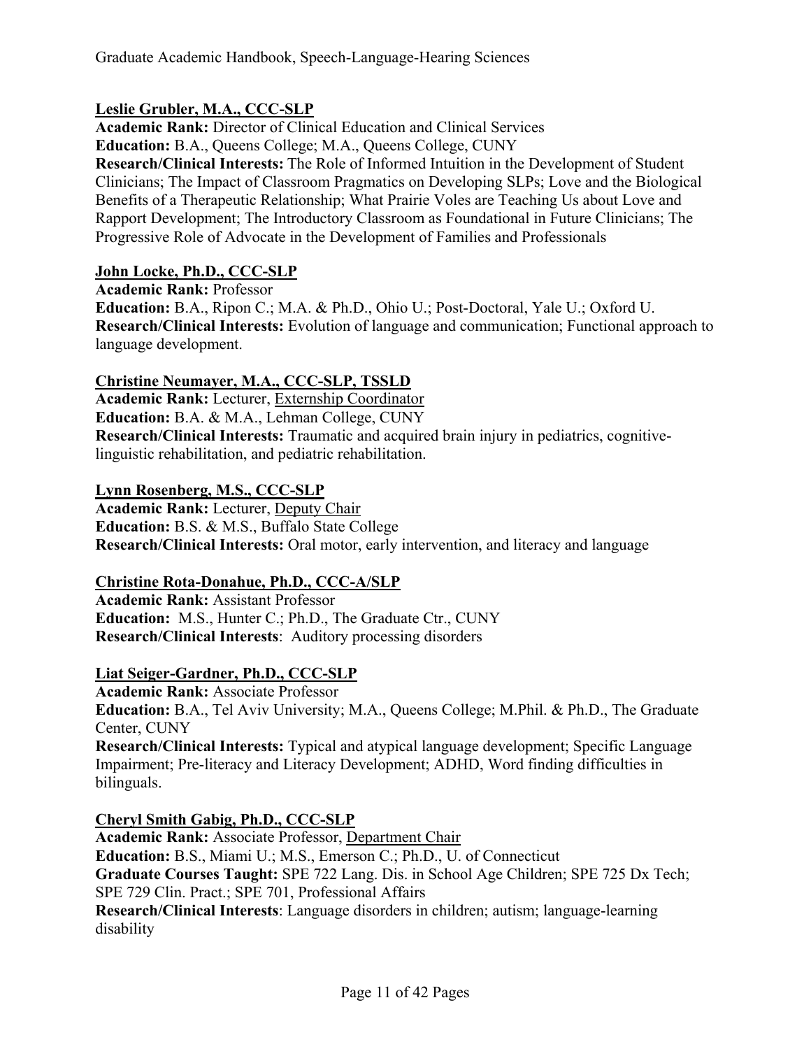**<u>Leslie Grubler, M.A., CCC-SLP</u>**
**Academic Rank:** Director of Clinical Education and Clinical Services
**Education:** B.A., Queens College; M.A., Queens College, CUNY
**Research/Clinical Interests:** The Role of Informed Intuition in the Development of Student Clinicians; The Impact of Classroom Pragmatics on Developing SLPs; Love and the Biological Benefits of a Therapeutic Relationship; What Prairie Voles are Teaching Us about Love and Rapport Development; The Introductory Classroom as Foundational in Future Clinicians; The Progressive Role of Advocate in the Development of Families and Professionals

**<u>John Locke, Ph.D., CCC-SLP</u>**
**Academic Rank:** Professor
**Education:** B.A., Ripon C.; M.A. & Ph.D., Ohio U.; Post-Doctoral, Yale U.; Oxford U.
**Research/Clinical Interests:** Evolution of language and communication; Functional approach to language development.

**<u>Christine Neumayer, M.A., CCC-SLP, TSSLD</u>**
**Academic Rank:** Lecturer, <u>Externship Coordinator</u>
**Education:** B.A. & M.A., Lehman College, CUNY
**Research/Clinical Interests:** Traumatic and acquired brain injury in pediatrics, cognitive-linguistic rehabilitation, and pediatric rehabilitation.

**<u>Lynn Rosenberg, M.S., CCC-SLP</u>**
**Academic Rank:** Lecturer, <u>Deputy Chair</u>
**Education:** B.S. & M.S., Buffalo State College
**Research/Clinical Interests:** Oral motor, early intervention, and literacy and language

**<u>Christine Rota-Donahue, Ph.D., CCC-A/SLP</u>**
**Academic Rank:** Assistant Professor
**Education:** M.S., Hunter C.; Ph.D., The Graduate Ctr., CUNY
**Research/Clinical Interests**: Auditory processing disorders

**<u>Liat Seiger-Gardner, Ph.D., CCC-SLP</u>**
**Academic Rank:** Associate Professor
**Education:** B.A., Tel Aviv University; M.A., Queens College; M.Phil. & Ph.D., The Graduate Center, CUNY
**Research/Clinical Interests:** Typical and atypical language development; Specific Language Impairment; Pre-literacy and Literacy Development; ADHD, Word finding difficulties in bilinguals.

**<u>Cheryl Smith Gabig, Ph.D., CCC-SLP</u>**
**Academic Rank:** Associate Professor, <u>Department Chair</u>
**Education:** B.S., Miami U.; M.S., Emerson C.; Ph.D., U. of Connecticut
**Graduate Courses Taught:** SPE 722 Lang. Dis. in School Age Children; SPE 725 Dx Tech; SPE 729 Clin. Pract.; SPE 701, Professional Affairs
**Research/Clinical Interests**: Language disorders in children; autism; language-learning disability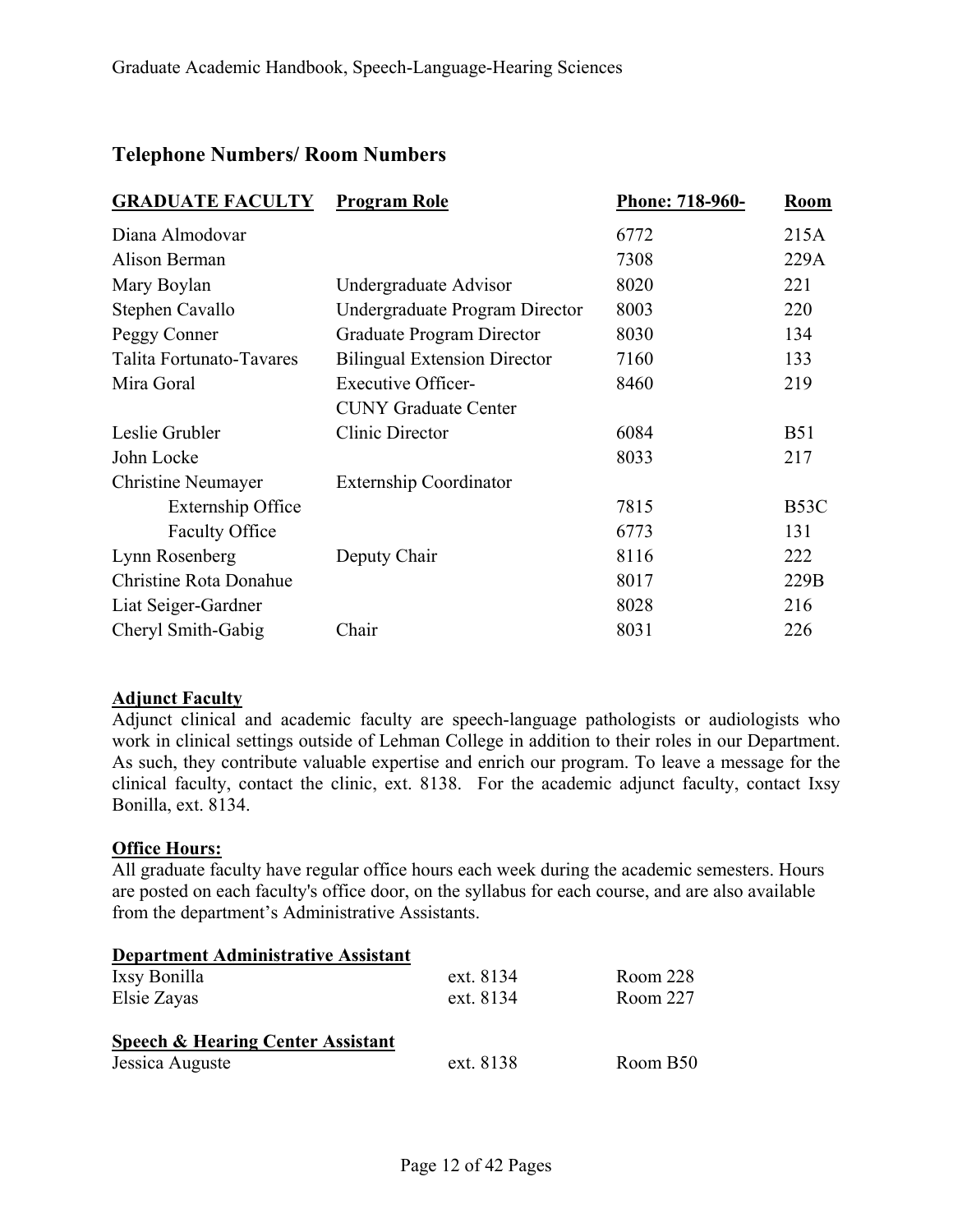## Telephone Numbers/ Room Numbers

| GRADUATE FACULTY | Program Role | Phone: 718-960- | Room |
|---|---|---|---|
| Diana Almodovar | | 6772 | 215A |
| Alison Berman | | 7308 | 229A |
| Mary Boylan | Undergraduate Advisor | 8020 | 221 |
| Stephen Cavallo | Undergraduate Program Director | 8003 | 220 |
| Peggy Conner | Graduate Program Director | 8030 | 134 |
| Talita Fortunato-Tavares | Bilingual Extension Director | 7160 | 133 |
| Mira Goral | Executive Officer- CUNY Graduate Center | 8460 | 219 |
| Leslie Grubler | Clinic Director | 6084 | B51 |
| John Locke | | 8033 | 217 |
| Christine Neumayer | Externship Coordinator | | |
| Externship Office | | 7815 | B53C |
| Faculty Office | | 6773 | 131 |
| Lynn Rosenberg | Deputy Chair | 8116 | 222 |
| Christine Rota Donahue | | 8017 | 229B |
| Liat Seiger-Gardner | | 8028 | 216 |
| Cheryl Smith-Gabig | Chair | 8031 | 226 |

**Adjunct Faculty**

Adjunct clinical and academic faculty are speech-language pathologists or audiologists who work in clinical settings outside of Lehman College in addition to their roles in our Department. As such, they contribute valuable expertise and enrich our program. To leave a message for the clinical faculty, contact the clinic, ext. 8138. For the academic adjunct faculty, contact Ixsy Bonilla, ext. 8134.

**Office Hours:**

All graduate faculty have regular office hours each week during the academic semesters. Hours are posted on each faculty's office door, on the syllabus for each course, and are also available from the department's Administrative Assistants.

**Department Administrative Assistant**

| | | |
|---|---|---|
| Ixsy Bonilla | ext. 8134 | Room 228 |
| Elsie Zayas | ext. 8134 | Room 227 |

**Speech & Hearing Center Assistant**

| | | |
|---|---|---|
| Jessica Auguste | ext. 8138 | Room B50 |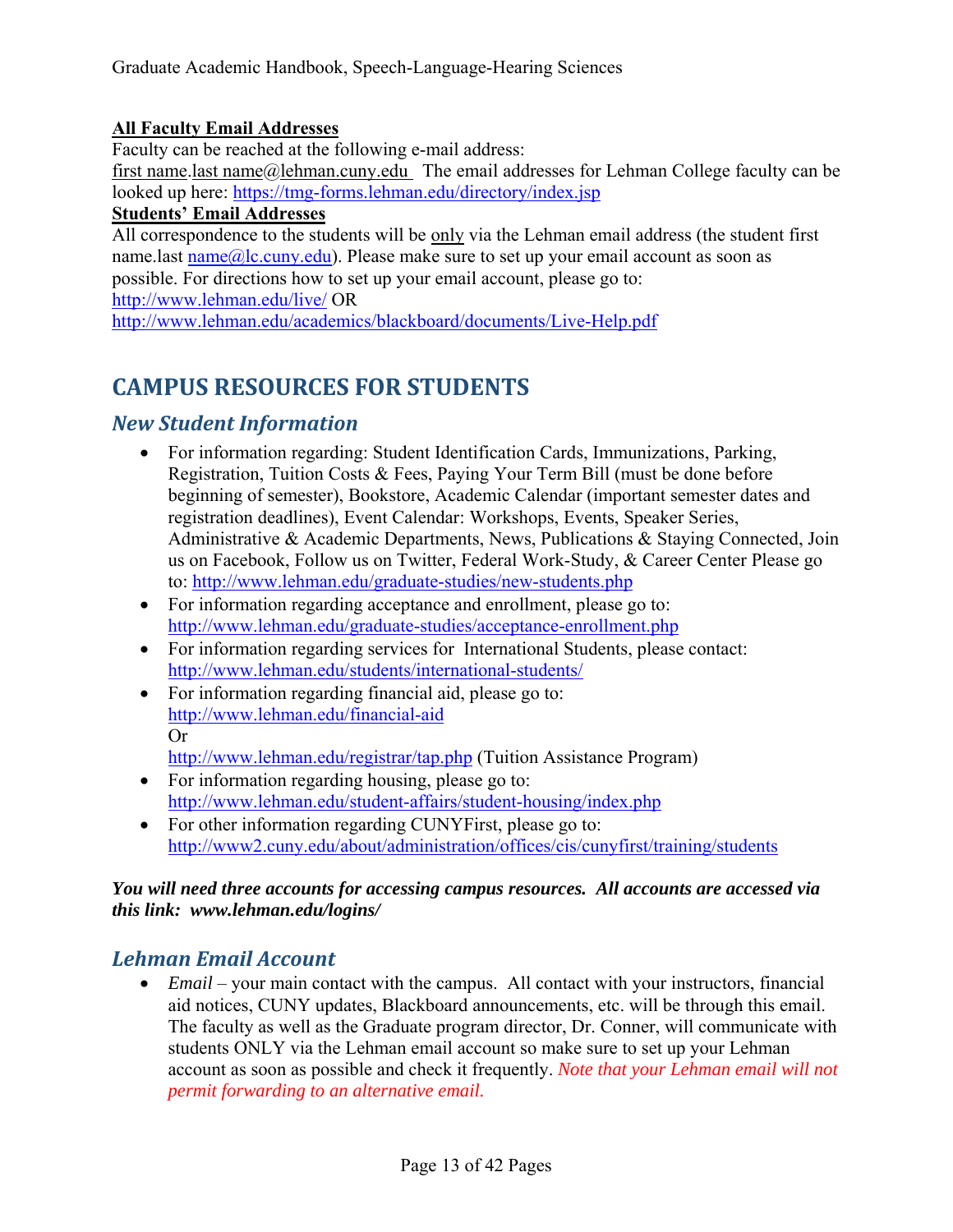**All Faculty Email Addresses**

Faculty can be reached at the following e-mail address:
first name.last name@lehman.cuny.edu The email addresses for Lehman College faculty can be looked up here: https://tmg-forms.lehman.edu/directory/index.jsp

**Students' Email Addresses**

All correspondence to the students will be only via the Lehman email address (the student first name.last name@lc.cuny.edu). Please make sure to set up your email account as soon as possible. For directions how to set up your email account, please go to:
http://www.lehman.edu/live/ OR
http://www.lehman.edu/academics/blackboard/documents/Live-Help.pdf

# CAMPUS RESOURCES FOR STUDENTS

## *New Student Information*

- For information regarding: Student Identification Cards, Immunizations, Parking, Registration, Tuition Costs & Fees, Paying Your Term Bill (must be done before beginning of semester), Bookstore, Academic Calendar (important semester dates and registration deadlines), Event Calendar: Workshops, Events, Speaker Series, Administrative & Academic Departments, News, Publications & Staying Connected, Join us on Facebook, Follow us on Twitter, Federal Work-Study, & Career Center Please go to: http://www.lehman.edu/graduate-studies/new-students.php
- For information regarding acceptance and enrollment, please go to: http://www.lehman.edu/graduate-studies/acceptance-enrollment.php
- For information regarding services for International Students, please contact: http://www.lehman.edu/students/international-students/
- For information regarding financial aid, please go to:
  http://www.lehman.edu/financial-aid
  Or
  http://www.lehman.edu/registrar/tap.php (Tuition Assistance Program)
- For information regarding housing, please go to: http://www.lehman.edu/student-affairs/student-housing/index.php
- For other information regarding CUNYFirst, please go to: http://www2.cuny.edu/about/administration/offices/cis/cunyfirst/training/students

***You will need three accounts for accessing campus resources. All accounts are accessed via this link: www.lehman.edu/logins/***

## *Lehman Email Account*

- *Email* – your main contact with the campus. All contact with your instructors, financial aid notices, CUNY updates, Blackboard announcements, etc. will be through this email. The faculty as well as the Graduate program director, Dr. Conner, will communicate with students ONLY via the Lehman email account so make sure to set up your Lehman account as soon as possible and check it frequently. *Note that your Lehman email will not permit forwarding to an alternative email.*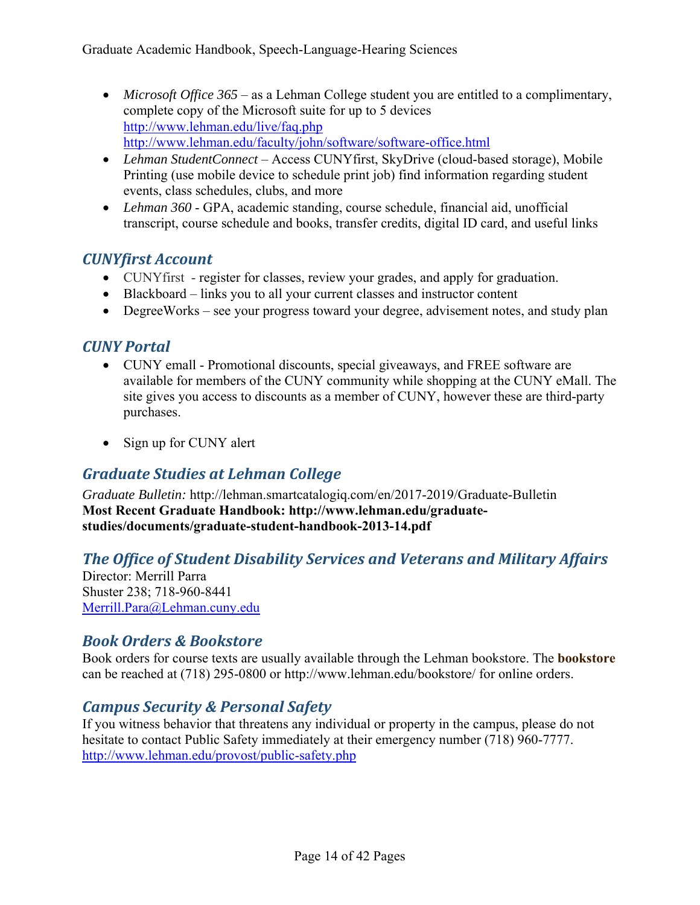- *Microsoft Office 365* – as a Lehman College student you are entitled to a complimentary, complete copy of the Microsoft suite for up to 5 devices http://www.lehman.edu/live/faq.php http://www.lehman.edu/faculty/john/software/software-office.html
- *Lehman StudentConnect* – Access CUNYfirst, SkyDrive (cloud-based storage), Mobile Printing (use mobile device to schedule print job) find information regarding student events, class schedules, clubs, and more
- *Lehman 360* - GPA, academic standing, course schedule, financial aid, unofficial transcript, course schedule and books, transfer credits, digital ID card, and useful links

## *CUNYfirst Account*

- CUNYfirst - register for classes, review your grades, and apply for graduation.
- Blackboard – links you to all your current classes and instructor content
- DegreeWorks – see your progress toward your degree, advisement notes, and study plan

## *CUNY Portal*

- CUNY email - Promotional discounts, special giveaways, and FREE software are available for members of the CUNY community while shopping at the CUNY eMall. The site gives you access to discounts as a member of CUNY, however these are third-party purchases.

- Sign up for CUNY alert

## *Graduate Studies at Lehman College*

*Graduate Bulletin:* http://lehman.smartcatalogiq.com/en/2017-2019/Graduate-Bulletin
**Most Recent Graduate Handbook: http://www.lehman.edu/graduate-studies/documents/graduate-student-handbook-2013-14.pdf**

## *The Office of Student Disability Services and Veterans and Military Affairs*

Director: Merrill Parra
Shuster 238; 718-960-8441
Merrill.Para@Lehman.cuny.edu

## *Book Orders & Bookstore*

Book orders for course texts are usually available through the Lehman bookstore. The **bookstore** can be reached at (718) 295-0800 or http://www.lehman.edu/bookstore/ for online orders.

## *Campus Security & Personal Safety*

If you witness behavior that threatens any individual or property in the campus, please do not hesitate to contact Public Safety immediately at their emergency number (718) 960-7777. http://www.lehman.edu/provost/public-safety.php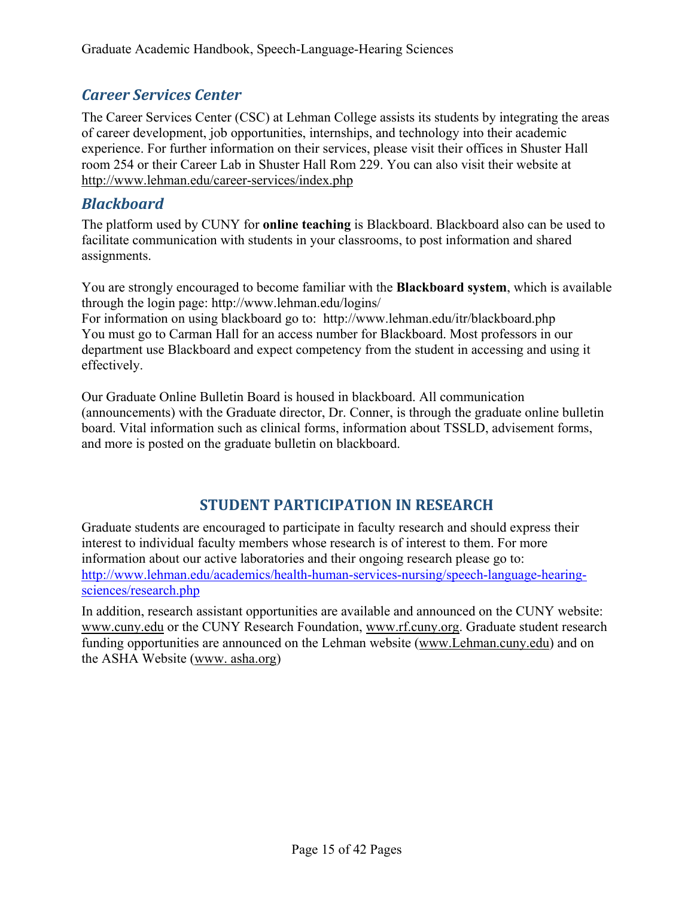## *Career Services Center*

The Career Services Center (CSC) at Lehman College assists its students by integrating the areas of career development, job opportunities, internships, and technology into their academic experience. For further information on their services, please visit their offices in Shuster Hall room 254 or their Career Lab in Shuster Hall Rom 229. You can also visit their website at http://www.lehman.edu/career-services/index.php

## *Blackboard*

The platform used by CUNY for **online teaching** is Blackboard. Blackboard also can be used to facilitate communication with students in your classrooms, to post information and shared assignments.

You are strongly encouraged to become familiar with the **Blackboard system**, which is available through the login page: http://www.lehman.edu/logins/
For information on using blackboard go to: http://www.lehman.edu/itr/blackboard.php
You must go to Carman Hall for an access number for Blackboard. Most professors in our department use Blackboard and expect competency from the student in accessing and using it effectively.

Our Graduate Online Bulletin Board is housed in blackboard. All communication (announcements) with the Graduate director, Dr. Conner, is through the graduate online bulletin board. Vital information such as clinical forms, information about TSSLD, advisement forms, and more is posted on the graduate bulletin on blackboard.

# STUDENT PARTICIPATION IN RESEARCH

Graduate students are encouraged to participate in faculty research and should express their interest to individual faculty members whose research is of interest to them. For more information about our active laboratories and their ongoing research please go to: http://www.lehman.edu/academics/health-human-services-nursing/speech-language-hearing-sciences/research.php

In addition, research assistant opportunities are available and announced on the CUNY website: www.cuny.edu or the CUNY Research Foundation, www.rf.cuny.org. Graduate student research funding opportunities are announced on the Lehman website (www.Lehman.cuny.edu) and on the ASHA Website (www. asha.org)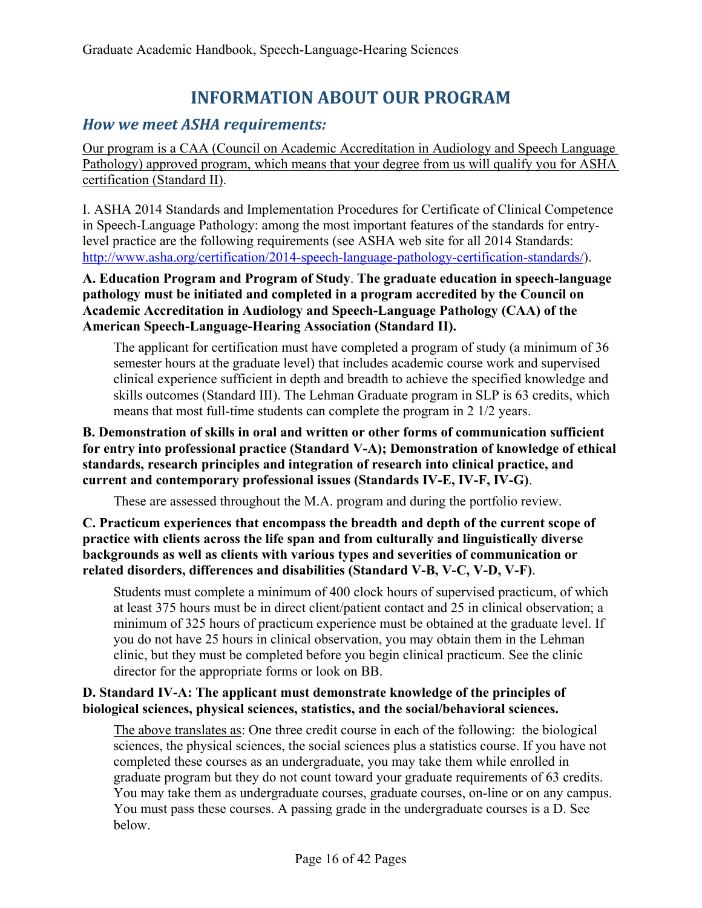# INFORMATION ABOUT OUR PROGRAM

## *How we meet ASHA requirements:*

<u>Our program is a CAA (Council on Academic Accreditation in Audiology and Speech Language Pathology) approved program, which means that your degree from us will qualify you for ASHA certification (Standard II)</u>.

I. ASHA 2014 Standards and Implementation Procedures for Certificate of Clinical Competence in Speech-Language Pathology: among the most important features of the standards for entry-level practice are the following requirements (see ASHA web site for all 2014 Standards: http://www.asha.org/certification/2014-speech-language-pathology-certification-standards/).

**A. Education Program and Program of Study. The graduate education in speech-language pathology must be initiated and completed in a program accredited by the Council on Academic Accreditation in Audiology and Speech-Language Pathology (CAA) of the American Speech-Language-Hearing Association (Standard II).**

The applicant for certification must have completed a program of study (a minimum of 36 semester hours at the graduate level) that includes academic course work and supervised clinical experience sufficient in depth and breadth to achieve the specified knowledge and skills outcomes (Standard III). The Lehman Graduate program in SLP is 63 credits, which means that most full-time students can complete the program in 2 1/2 years.

**B. Demonstration of skills in oral and written or other forms of communication sufficient for entry into professional practice (Standard V-A); Demonstration of knowledge of ethical standards, research principles and integration of research into clinical practice, and current and contemporary professional issues (Standards IV-E, IV-F, IV-G)**.

These are assessed throughout the M.A. program and during the portfolio review.

**C. Practicum experiences that encompass the breadth and depth of the current scope of practice with clients across the life span and from culturally and linguistically diverse backgrounds as well as clients with various types and severities of communication or related disorders, differences and disabilities (Standard V-B, V-C, V-D, V-F)**.

Students must complete a minimum of 400 clock hours of supervised practicum, of which at least 375 hours must be in direct client/patient contact and 25 in clinical observation; a minimum of 325 hours of practicum experience must be obtained at the graduate level. If you do not have 25 hours in clinical observation, you may obtain them in the Lehman clinic, but they must be completed before you begin clinical practicum. See the clinic director for the appropriate forms or look on BB.

**D. Standard IV-A: The applicant must demonstrate knowledge of the principles of biological sciences, physical sciences, statistics, and the social/behavioral sciences.**

<u>The above translates as</u>: One three credit course in each of the following: the biological sciences, the physical sciences, the social sciences plus a statistics course. If you have not completed these courses as an undergraduate, you may take them while enrolled in graduate program but they do not count toward your graduate requirements of 63 credits. You may take them as undergraduate courses, graduate courses, on-line or on any campus. You must pass these courses. A passing grade in the undergraduate courses is a D. See below.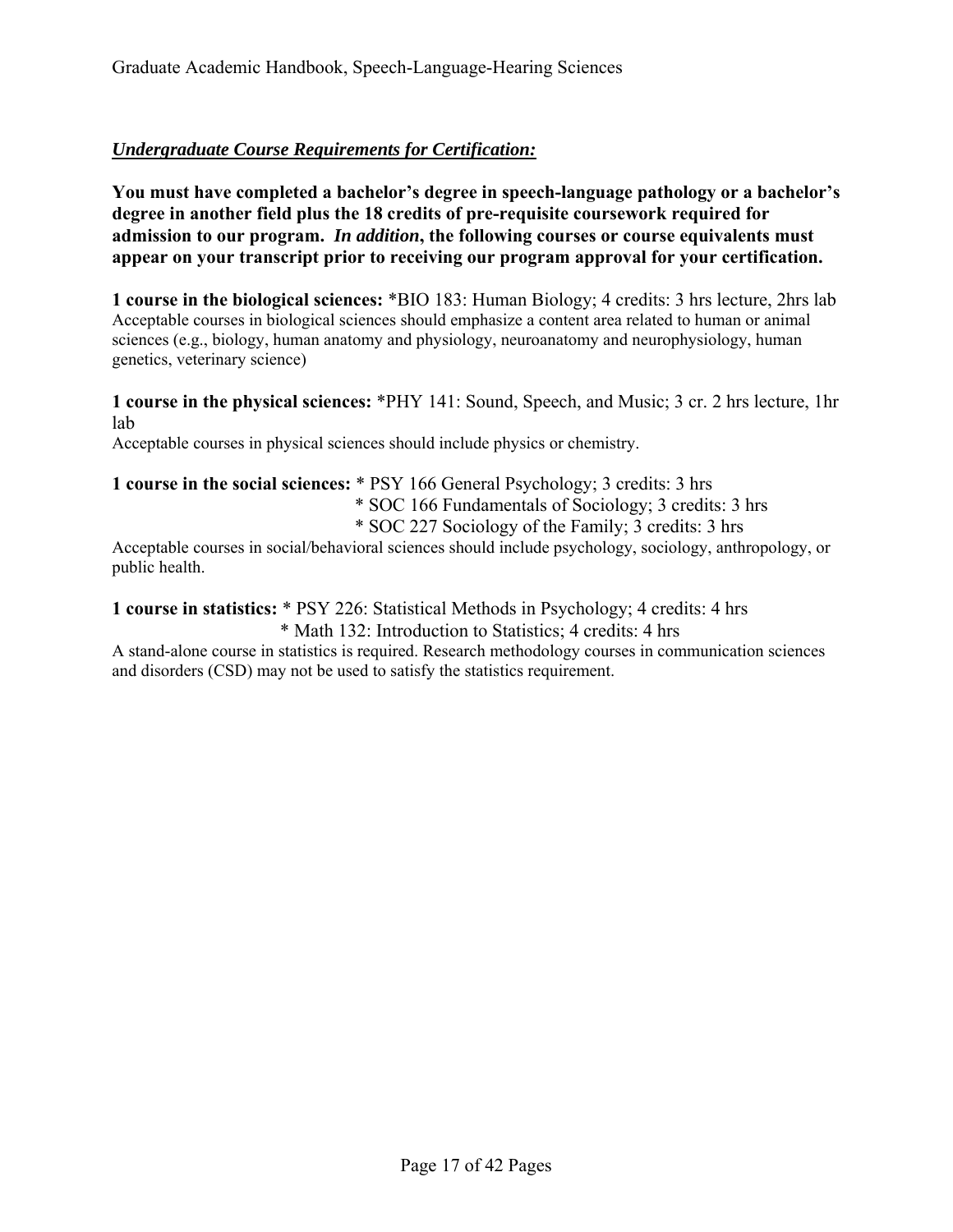***Undergraduate Course Requirements for Certification:***

**You must have completed a bachelor's degree in speech-language pathology or a bachelor's degree in another field plus the 18 credits of pre-requisite coursework required for admission to our program. *In addition*, the following courses or course equivalents must appear on your transcript prior to receiving our program approval for your certification.**

**1 course in the biological sciences:** *BIO 183: Human Biology; 4 credits: 3 hrs lecture, 2hrs lab

Acceptable courses in biological sciences should emphasize a content area related to human or animal sciences (e.g., biology, human anatomy and physiology, neuroanatomy and neurophysiology, human genetics, veterinary science)

**1 course in the physical sciences:** *PHY 141: Sound, Speech, and Music; 3 cr. 2 hrs lecture, 1hr lab

Acceptable courses in physical sciences should include physics or chemistry.

**1 course in the social sciences:** * PSY 166 General Psychology; 3 credits: 3 hrs
* SOC 166 Fundamentals of Sociology; 3 credits: 3 hrs
* SOC 227 Sociology of the Family; 3 credits: 3 hrs

Acceptable courses in social/behavioral sciences should include psychology, sociology, anthropology, or public health.

**1 course in statistics:** * PSY 226: Statistical Methods in Psychology; 4 credits: 4 hrs
* Math 132: Introduction to Statistics; 4 credits: 4 hrs

A stand-alone course in statistics is required. Research methodology courses in communication sciences and disorders (CSD) may not be used to satisfy the statistics requirement.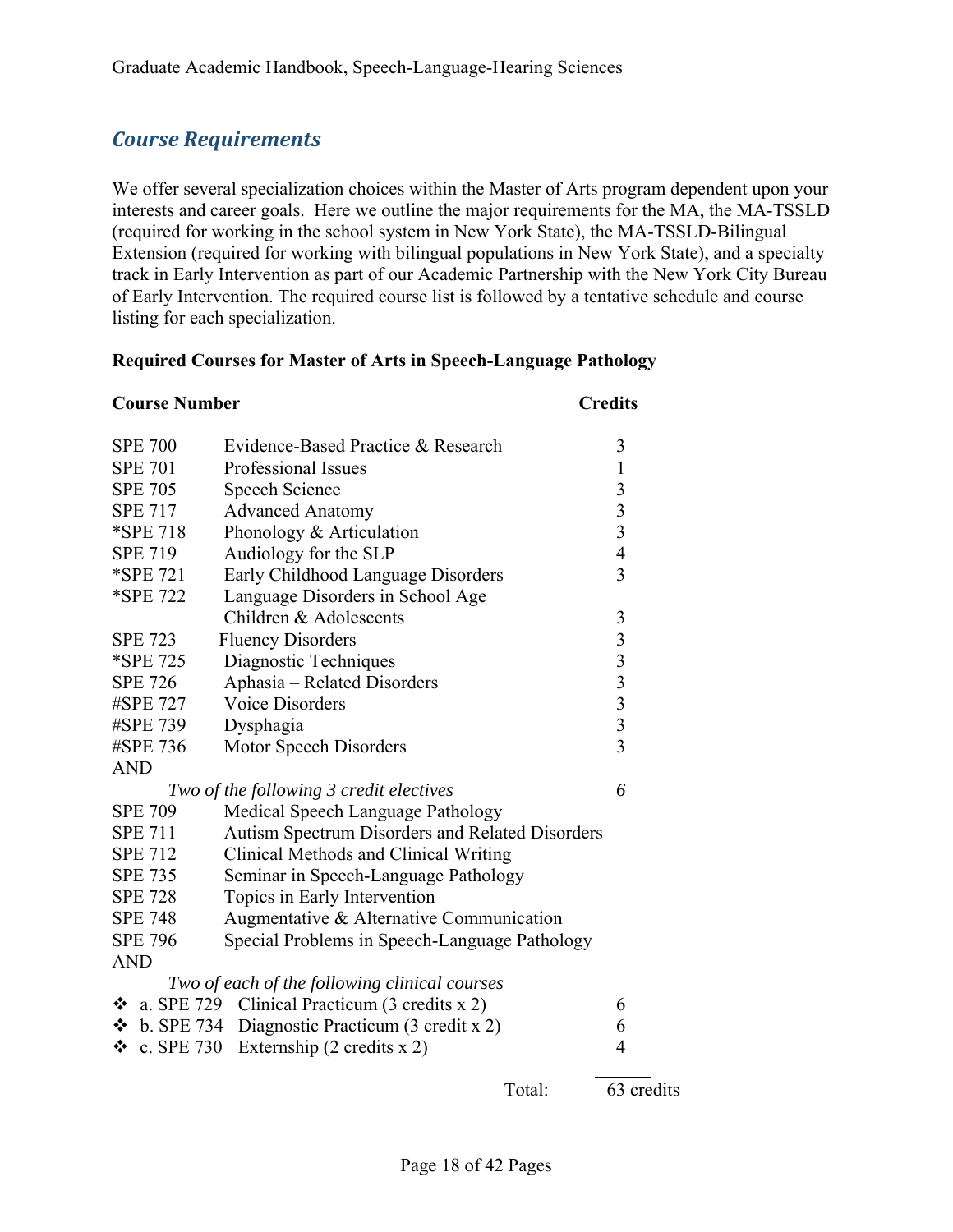## *Course Requirements*

We offer several specialization choices within the Master of Arts program dependent upon your interests and career goals. Here we outline the major requirements for the MA, the MA-TSSLD (required for working in the school system in New York State), the MA-TSSLD-Bilingual Extension (required for working with bilingual populations in New York State), and a specialty track in Early Intervention as part of our Academic Partnership with the New York City Bureau of Early Intervention. The required course list is followed by a tentative schedule and course listing for each specialization.

**Required Courses for Master of Arts in Speech-Language Pathology**

| **Course Number** | | **Credits** |
|---|---|---|
| SPE 700 | Evidence-Based Practice & Research | 3 |
| SPE 701 | Professional Issues | 1 |
| SPE 705 | Speech Science | 3 |
| SPE 717 | Advanced Anatomy | 3 |
| *SPE 718 | Phonology & Articulation | 3 |
| SPE 719 | Audiology for the SLP | 4 |
| *SPE 721 | Early Childhood Language Disorders | 3 |
| *SPE 722 | Language Disorders in School Age Children & Adolescents | 3 |
| SPE 723 | Fluency Disorders | 3 |
| *SPE 725 | Diagnostic Techniques | 3 |
| SPE 726 | Aphasia – Related Disorders | 3 |
| #SPE 727 | Voice Disorders | 3 |
| #SPE 739 | Dysphagia | 3 |
| #SPE 736 | Motor Speech Disorders | 3 |
| AND | | |
| | *Two of the following 3 credit electives* | *6* |
| SPE 709 | Medical Speech Language Pathology | |
| SPE 711 | Autism Spectrum Disorders and Related Disorders | |
| SPE 712 | Clinical Methods and Clinical Writing | |
| SPE 735 | Seminar in Speech-Language Pathology | |
| SPE 728 | Topics in Early Intervention | |
| SPE 748 | Augmentative & Alternative Communication | |
| SPE 796 | Special Problems in Speech-Language Pathology | |
| AND | | |
| | *Two of each of the following clinical courses* | |
| ❖ a. SPE 729 | Clinical Practicum (3 credits x 2) | 6 |
| ❖ b. SPE 734 | Diagnostic Practicum (3 credit x 2) | 6 |
| ❖ c. SPE 730 | Externship (2 credits x 2) | 4 |
| | Total: | 63 credits |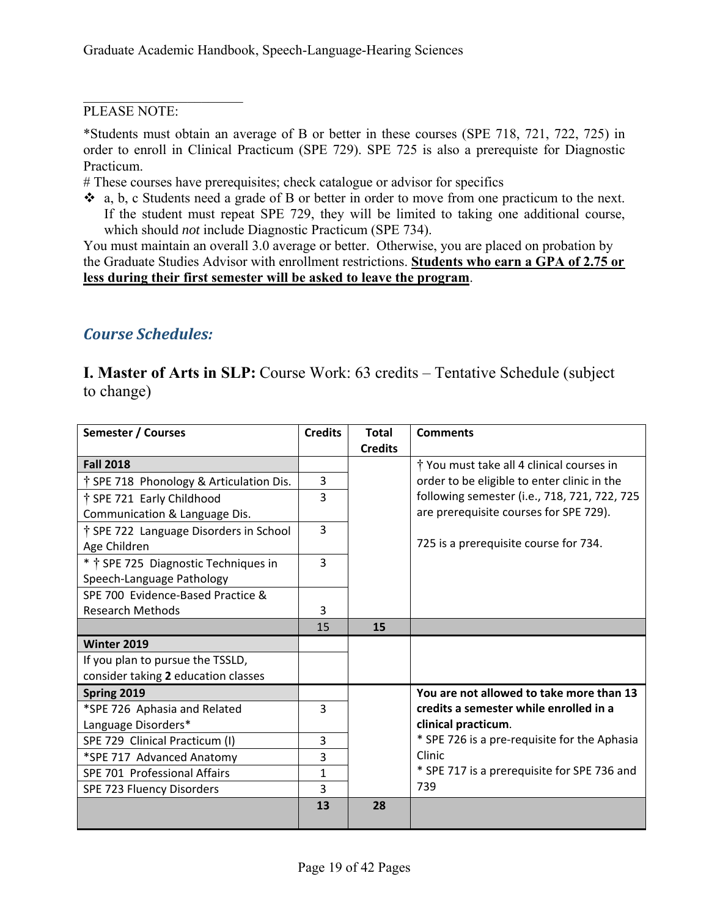PLEASE NOTE:

*Students must obtain an average of B or better in these courses (SPE 718, 721, 722, 725) in order to enroll in Clinical Practicum (SPE 729). SPE 725 is also a prerequiste for Diagnostic Practicum.

# These courses have prerequisites; check catalogue or advisor for specifics

- ❖ a, b, c Students need a grade of B or better in order to move from one practicum to the next. If the student must repeat SPE 729, they will be limited to taking one additional course, which should *not* include Diagnostic Practicum (SPE 734).

You must maintain an overall 3.0 average or better. Otherwise, you are placed on probation by the Graduate Studies Advisor with enrollment restrictions. **Students who earn a GPA of 2.75 or less during their first semester will be asked to leave the program**.

## *Course Schedules:*

### I. Master of Arts in SLP: Course Work: 63 credits – Tentative Schedule (subject to change)

| Semester / Courses | Credits | Total Credits | Comments |
|---|---|---|---|
| **Fall 2018** | | | † You must take all 4 clinical courses in order to be eligible to enter clinic in the following semester (i.e., 718, 721, 722, 725 are prerequisite courses for SPE 729).<br><br>725 is a prerequisite course for 734. |
| † SPE 718 Phonology & Articulation Dis. | 3 | | |
| † SPE 721 Early Childhood Communication & Language Dis. | 3 | | |
| † SPE 722 Language Disorders in School Age Children | 3 | | |
| * † SPE 725 Diagnostic Techniques in Speech-Language Pathology | 3 | | |
| SPE 700 Evidence-Based Practice & Research Methods | 3 | | |
| | 15 | **15** | |
| **Winter 2019** | | | |
| If you plan to pursue the TSSLD, consider taking **2** education classes | | | |
| **Spring 2019** | | | **You are not allowed to take more than 13 credits a semester while enrolled in a clinical practicum**.<br>* SPE 726 is a pre-requisite for the Aphasia Clinic<br>* SPE 717 is a prerequisite for SPE 736 and 739 |
| *SPE 726 Aphasia and Related Language Disorders* | 3 | | |
| SPE 729 Clinical Practicum (I) | 3 | | |
| *SPE 717 Advanced Anatomy | 3 | | |
| SPE 701 Professional Affairs | 1 | | |
| SPE 723 Fluency Disorders | 3 | | |
| | **13** | **28** | |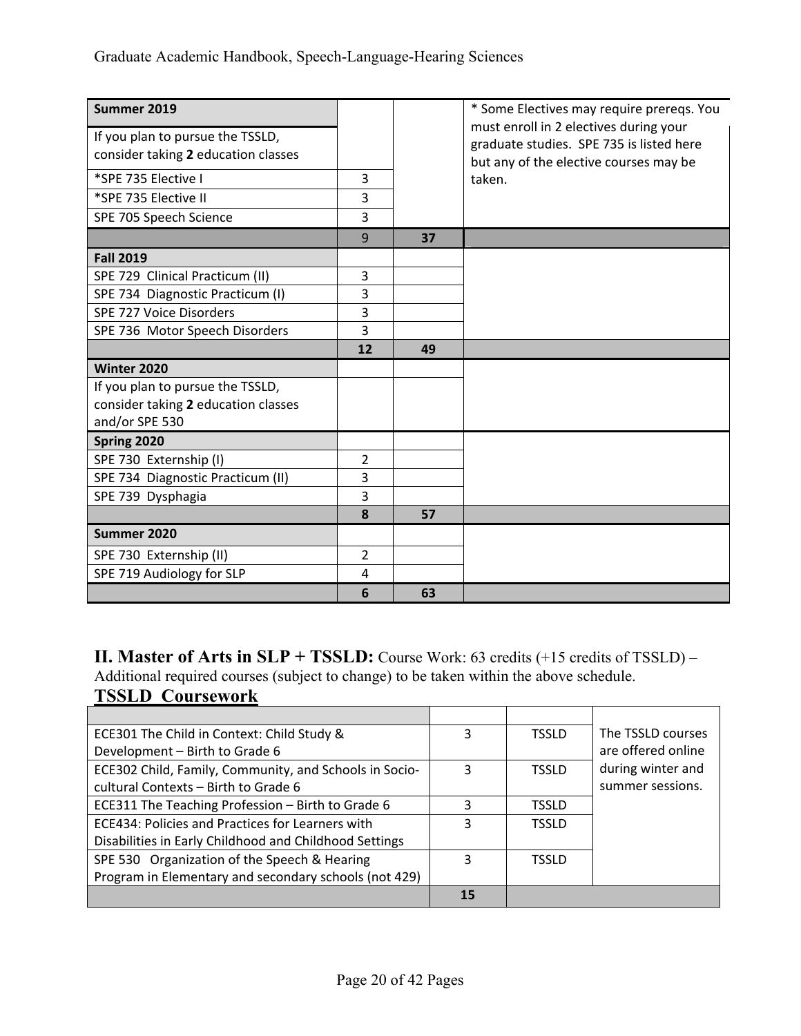| Summer 2019 | | | * Some Electives may require prereqs. You must enroll in 2 electives during your graduate studies. SPE 735 is listed here but any of the elective courses may be taken. |
|---|---|---|---|
| If you plan to pursue the TSSLD, consider taking **2** education classes | | | |
| *SPE 735 Elective I | 3 | | |
| *SPE 735 Elective II | 3 | | |
| SPE 705 Speech Science | 3 | | |
| | 9 | **37** | |
| **Fall 2019** | | | |
| SPE 729 Clinical Practicum (II) | 3 | | |
| SPE 734 Diagnostic Practicum (I) | 3 | | |
| SPE 727 Voice Disorders | 3 | | |
| SPE 736 Motor Speech Disorders | 3 | | |
| | **12** | **49** | |
| **Winter 2020** | | | |
| If you plan to pursue the TSSLD, consider taking **2** education classes and/or SPE 530 | | | |
| **Spring 2020** | | | |
| SPE 730 Externship (I) | 2 | | |
| SPE 734 Diagnostic Practicum (II) | 3 | | |
| SPE 739 Dysphagia | 3 | | |
| | **8** | **57** | |
| **Summer 2020** | | | |
| SPE 730 Externship (II) | 2 | | |
| SPE 719 Audiology for SLP | 4 | | |
| | **6** | **63** | |

**II. Master of Arts in SLP + TSSLD:** Course Work: 63 credits (+15 credits of TSSLD) – Additional required courses (subject to change) to be taken within the above schedule.

## TSSLD Coursework

| | | | |
|---|---|---|---|
| ECE301 The Child in Context: Child Study & Development – Birth to Grade 6 | 3 | TSSLD | The TSSLD courses are offered online during winter and summer sessions. |
| ECE302 Child, Family, Community, and Schools in Socio-cultural Contexts – Birth to Grade 6 | 3 | TSSLD | |
| ECE311 The Teaching Profession – Birth to Grade 6 | 3 | TSSLD | |
| ECE434: Policies and Practices for Learners with Disabilities in Early Childhood and Childhood Settings | 3 | TSSLD | |
| SPE 530 Organization of the Speech & Hearing Program in Elementary and secondary schools (not 429) | 3 | TSSLD | |
| | **15** | | |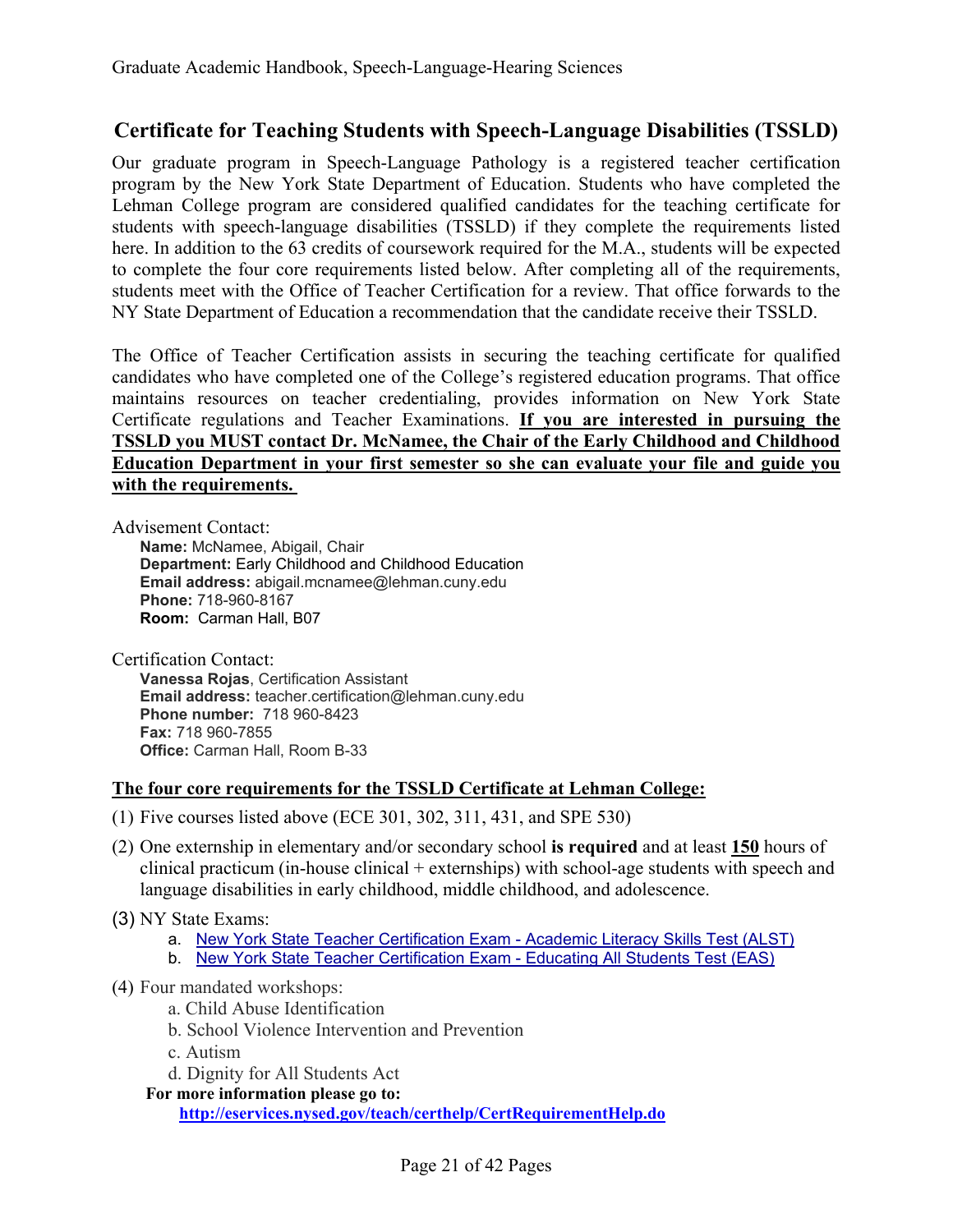## Certificate for Teaching Students with Speech-Language Disabilities (TSSLD)

Our graduate program in Speech-Language Pathology is a registered teacher certification program by the New York State Department of Education. Students who have completed the Lehman College program are considered qualified candidates for the teaching certificate for students with speech-language disabilities (TSSLD) if they complete the requirements listed here. In addition to the 63 credits of coursework required for the M.A., students will be expected to complete the four core requirements listed below. After completing all of the requirements, students meet with the Office of Teacher Certification for a review. That office forwards to the NY State Department of Education a recommendation that the candidate receive their TSSLD.

The Office of Teacher Certification assists in securing the teaching certificate for qualified candidates who have completed one of the College's registered education programs. That office maintains resources on teacher credentialing, provides information on New York State Certificate regulations and Teacher Examinations. **If you are interested in pursuing the TSSLD you MUST contact Dr. McNamee, the Chair of the Early Childhood and Childhood Education Department in your first semester so she can evaluate your file and guide you with the requirements.**

Advisement Contact:

**Name:** McNamee, Abigail, Chair
**Department:** Early Childhood and Childhood Education
**Email address:** abigail.mcnamee@lehman.cuny.edu
**Phone:** 718-960-8167
**Room:** Carman Hall, B07

Certification Contact:

**Vanessa Rojas**, Certification Assistant
**Email address:** teacher.certification@lehman.cuny.edu
**Phone number:** 718 960-8423
**Fax:** 718 960-7855
**Office:** Carman Hall, Room B-33

**The four core requirements for the TSSLD Certificate at Lehman College:**

(1) Five courses listed above (ECE 301, 302, 311, 431, and SPE 530)

(2) One externship in elementary and/or secondary school **is required** and at least **150** hours of clinical practicum (in-house clinical + externships) with school-age students with speech and language disabilities in early childhood, middle childhood, and adolescence.

(3) NY State Exams:
  a. New York State Teacher Certification Exam - Academic Literacy Skills Test (ALST)
  b. New York State Teacher Certification Exam - Educating All Students Test (EAS)

(4) Four mandated workshops:
  a. Child Abuse Identification
  b. School Violence Intervention and Prevention
  c. Autism
  d. Dignity for All Students Act

**For more information please go to:**
**http://eservices.nysed.gov/teach/certhelp/CertRequirementHelp.do**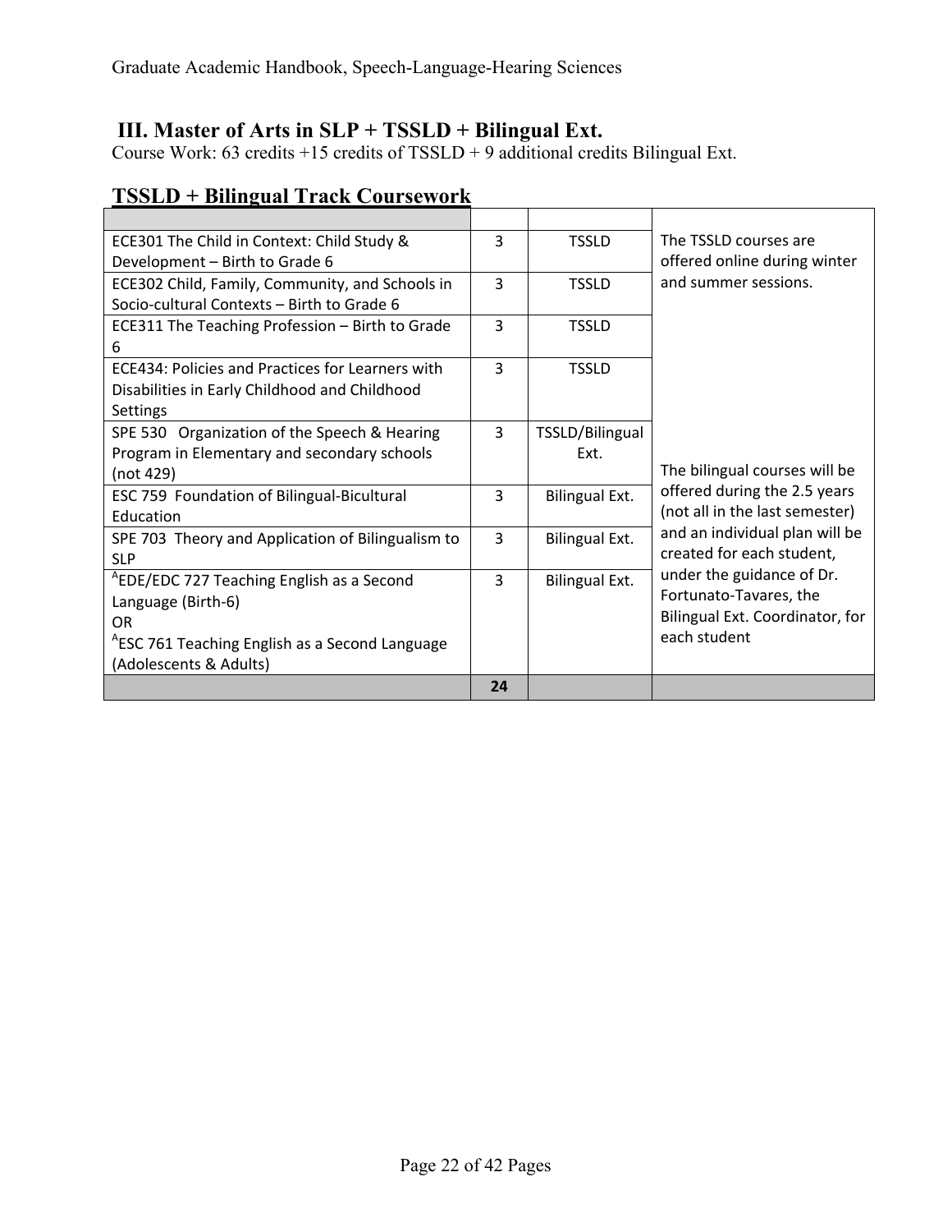## III. Master of Arts in SLP + TSSLD + Bilingual Ext.

Course Work: 63 credits +15 credits of TSSLD + 9 additional credits Bilingual Ext.

## TSSLD + Bilingual Track Coursework

| | | | |
|---|---|---|---|
| ECE301 The Child in Context: Child Study & Development – Birth to Grade 6 | 3 | TSSLD | The TSSLD courses are offered online during winter and summer sessions. |
| ECE302 Child, Family, Community, and Schools in Socio-cultural Contexts – Birth to Grade 6 | 3 | TSSLD | |
| ECE311 The Teaching Profession – Birth to Grade 6 | 3 | TSSLD | |
| ECE434: Policies and Practices for Learners with Disabilities in Early Childhood and Childhood Settings | 3 | TSSLD | |
| SPE 530 Organization of the Speech & Hearing Program in Elementary and secondary schools (not 429) | 3 | TSSLD/Bilingual Ext. | The bilingual courses will be offered during the 2.5 years (not all in the last semester) and an individual plan will be created for each student, under the guidance of Dr. Fortunato-Tavares, the Bilingual Ext. Coordinator, for each student |
| ESC 759 Foundation of Bilingual-Bicultural Education | 3 | Bilingual Ext. | |
| SPE 703 Theory and Application of Bilingualism to SLP | 3 | Bilingual Ext. | |
| [A]EDE/EDC 727 Teaching English as a Second Language (Birth-6)<br>OR<br>[A]ESC 761 Teaching English as a Second Language (Adolescents & Adults) | 3 | Bilingual Ext. | |
| | **24** | | |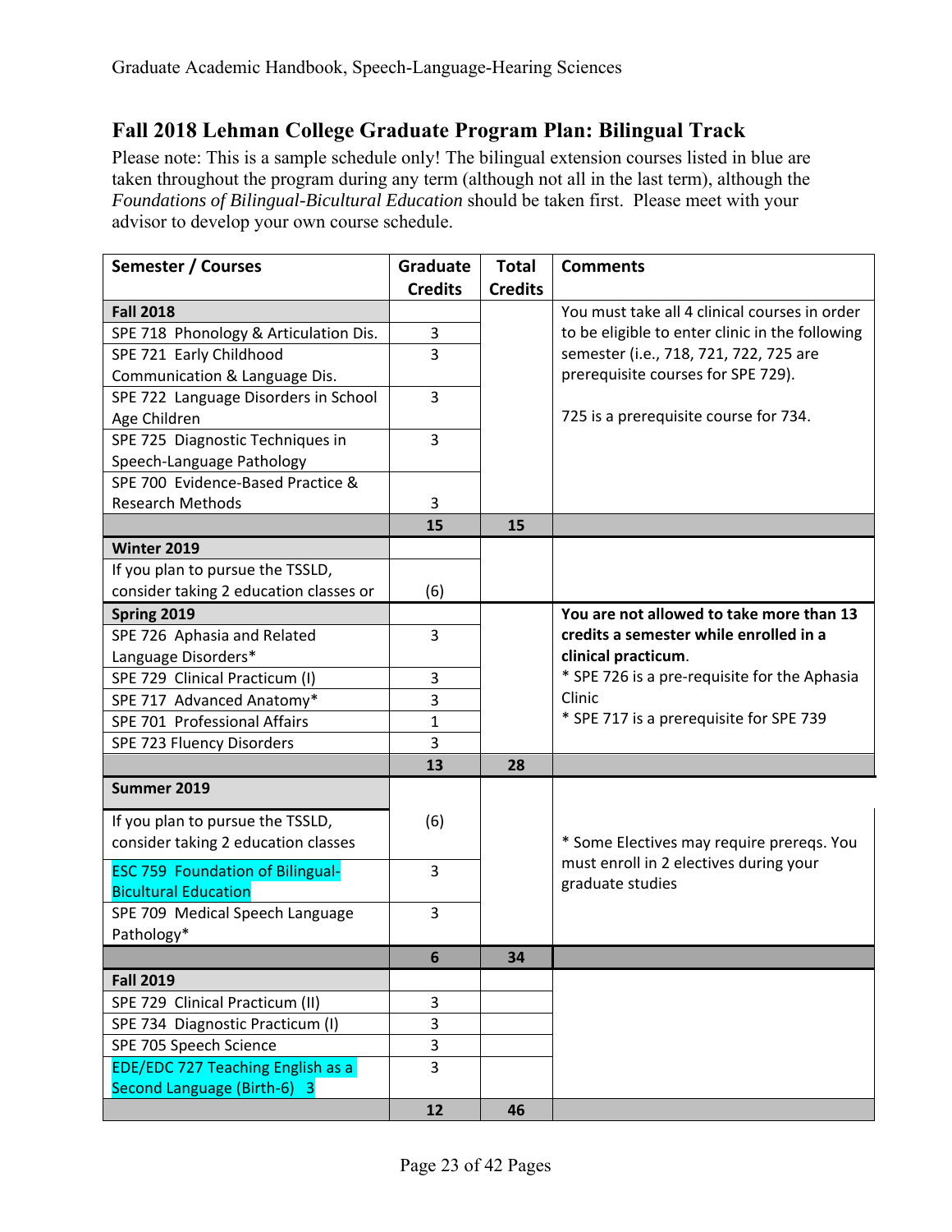## Fall 2018 Lehman College Graduate Program Plan: Bilingual Track

Please note: This is a sample schedule only! The bilingual extension courses listed in blue are taken throughout the program during any term (although not all in the last term), although the *Foundations of Bilingual-Bicultural Education* should be taken first. Please meet with your advisor to develop your own course schedule.

| Semester / Courses | Graduate Credits | Total Credits | Comments |
|---|---|---|---|
| **Fall 2018** | | | You must take all 4 clinical courses in order to be eligible to enter clinic in the following semester (i.e., 718, 721, 722, 725 are prerequisite courses for SPE 729). 725 is a prerequisite course for 734. |
| SPE 718 Phonology & Articulation Dis. | 3 | | |
| SPE 721 Early Childhood Communication & Language Dis. | 3 | | |
| SPE 722 Language Disorders in School Age Children | 3 | | |
| SPE 725 Diagnostic Techniques in Speech-Language Pathology | 3 | | |
| SPE 700 Evidence-Based Practice & Research Methods | 3 | | |
| | **15** | **15** | |
| **Winter 2019** | | | |
| If you plan to pursue the TSSLD, consider taking 2 education classes or | (6) | | |
| **Spring 2019** | | | **You are not allowed to take more than 13 credits a semester while enrolled in a clinical practicum**. * SPE 726 is a pre-requisite for the Aphasia Clinic * SPE 717 is a prerequisite for SPE 739 |
| SPE 726 Aphasia and Related Language Disorders* | 3 | | |
| SPE 729 Clinical Practicum (I) | 3 | | |
| SPE 717 Advanced Anatomy* | 3 | | |
| SPE 701 Professional Affairs | 1 | | |
| SPE 723 Fluency Disorders | 3 | | |
| | **13** | **28** | |
| **Summer 2019** | | | * Some Electives may require prereqs. You must enroll in 2 electives during your graduate studies |
| If you plan to pursue the TSSLD, consider taking 2 education classes | (6) | | |
| ESC 759 Foundation of Bilingual-Bicultural Education | 3 | | |
| SPE 709 Medical Speech Language Pathology* | 3 | | |
| | **6** | **34** | |
| **Fall 2019** | | | |
| SPE 729 Clinical Practicum (II) | 3 | | |
| SPE 734 Diagnostic Practicum (I) | 3 | | |
| SPE 705 Speech Science | 3 | | |
| EDE/EDC 727 Teaching English as a Second Language (Birth-6) 3 | 3 | | |
| | **12** | **46** | |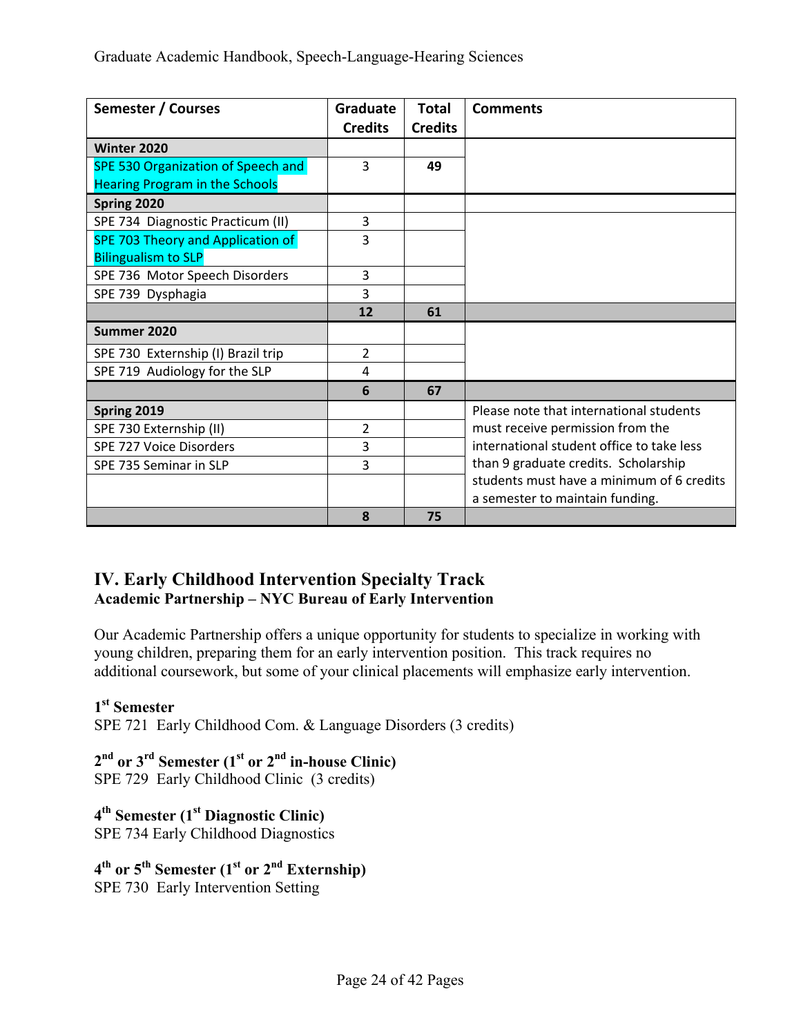| Semester / Courses | Graduate Credits | Total Credits | Comments |
|---|---|---|---|
| **Winter 2020** | | | |
| SPE 530 Organization of Speech and Hearing Program in the Schools | 3 | **49** | |
| **Spring 2020** | | | |
| SPE 734 Diagnostic Practicum (II) | 3 | | |
| SPE 703 Theory and Application of Bilingualism to SLP | 3 | | |
| SPE 736 Motor Speech Disorders | 3 | | |
| SPE 739 Dysphagia | 3 | | |
| | **12** | **61** | |
| **Summer 2020** | | | |
| SPE 730 Externship (I) Brazil trip | 2 | | |
| SPE 719 Audiology for the SLP | 4 | | |
| | **6** | **67** | |
| **Spring 2019** | | | Please note that international students must receive permission from the international student office to take less than 9 graduate credits. Scholarship students must have a minimum of 6 credits a semester to maintain funding. |
| SPE 730 Externship (II) | 2 | | |
| SPE 727 Voice Disorders | 3 | | |
| SPE 735 Seminar in SLP | 3 | | |
| | | | |
| | **8** | **75** | |

## IV. Early Childhood Intervention Specialty Track

### Academic Partnership – NYC Bureau of Early Intervention

Our Academic Partnership offers a unique opportunity for students to specialize in working with young children, preparing them for an early intervention position. This track requires no additional coursework, but some of your clinical placements will emphasize early intervention.

**1st Semester**
SPE 721 Early Childhood Com. & Language Disorders (3 credits)

**2nd or 3rd Semester (1st or 2nd in-house Clinic)**
SPE 729 Early Childhood Clinic (3 credits)

**4th Semester (1st Diagnostic Clinic)**
SPE 734 Early Childhood Diagnostics

**4th or 5th Semester (1st or 2nd Externship)**
SPE 730 Early Intervention Setting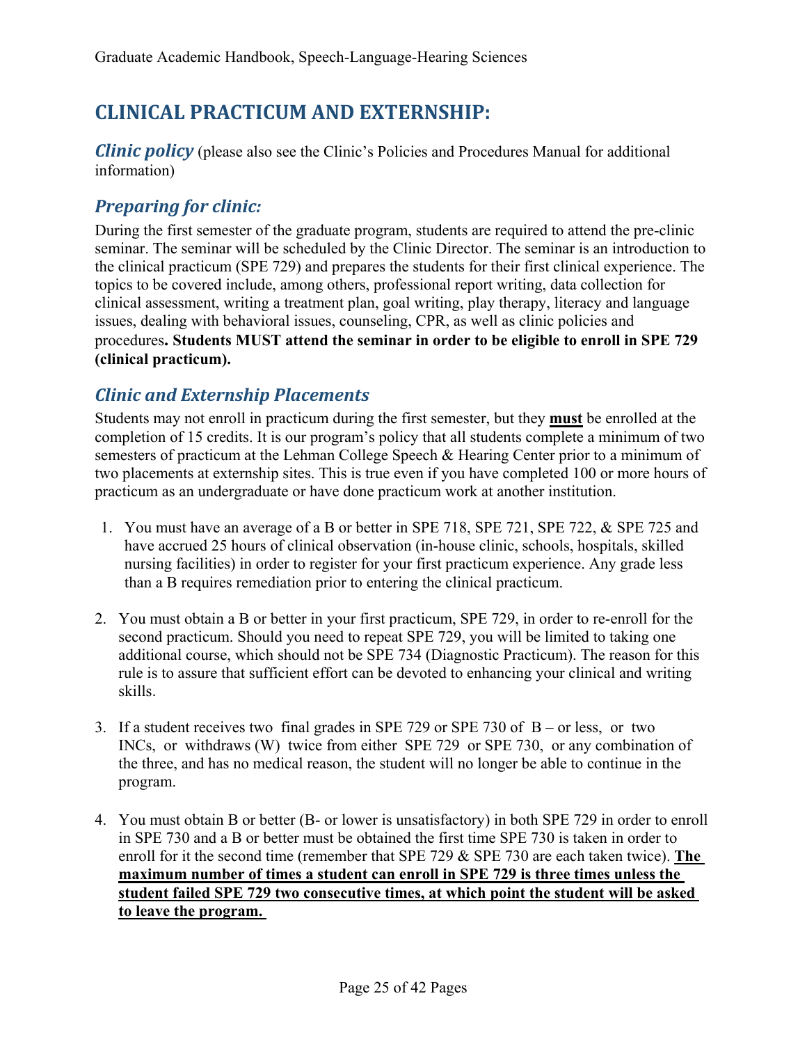# CLINICAL PRACTICUM AND EXTERNSHIP:

***Clinic policy*** (please also see the Clinic's Policies and Procedures Manual for additional information)

## *Preparing for clinic:*

During the first semester of the graduate program, students are required to attend the pre-clinic seminar. The seminar will be scheduled by the Clinic Director. The seminar is an introduction to the clinical practicum (SPE 729) and prepares the students for their first clinical experience. The topics to be covered include, among others, professional report writing, data collection for clinical assessment, writing a treatment plan, goal writing, play therapy, literacy and language issues, dealing with behavioral issues, counseling, CPR, as well as clinic policies and procedures**. Students MUST attend the seminar in order to be eligible to enroll in SPE 729 (clinical practicum).**

## *Clinic and Externship Placements*

Students may not enroll in practicum during the first semester, but they <u>**must**</u> be enrolled at the completion of 15 credits. It is our program's policy that all students complete a minimum of two semesters of practicum at the Lehman College Speech & Hearing Center prior to a minimum of two placements at externship sites. This is true even if you have completed 100 or more hours of practicum as an undergraduate or have done practicum work at another institution.

1. You must have an average of a B or better in SPE 718, SPE 721, SPE 722, & SPE 725 and have accrued 25 hours of clinical observation (in-house clinic, schools, hospitals, skilled nursing facilities) in order to register for your first practicum experience. Any grade less than a B requires remediation prior to entering the clinical practicum.

2. You must obtain a B or better in your first practicum, SPE 729, in order to re-enroll for the second practicum. Should you need to repeat SPE 729, you will be limited to taking one additional course, which should not be SPE 734 (Diagnostic Practicum). The reason for this rule is to assure that sufficient effort can be devoted to enhancing your clinical and writing skills.

3. If a student receives two final grades in SPE 729 or SPE 730 of B – or less, or two INCs, or withdraws (W) twice from either SPE 729 or SPE 730, or any combination of the three, and has no medical reason, the student will no longer be able to continue in the program.

4. You must obtain B or better (B- or lower is unsatisfactory) in both SPE 729 in order to enroll in SPE 730 and a B or better must be obtained the first time SPE 730 is taken in order to enroll for it the second time (remember that SPE 729 & SPE 730 are each taken twice). <u>**The maximum number of times a student can enroll in SPE 729 is three times unless the student failed SPE 729 two consecutive times, at which point the student will be asked to leave the program.**</u>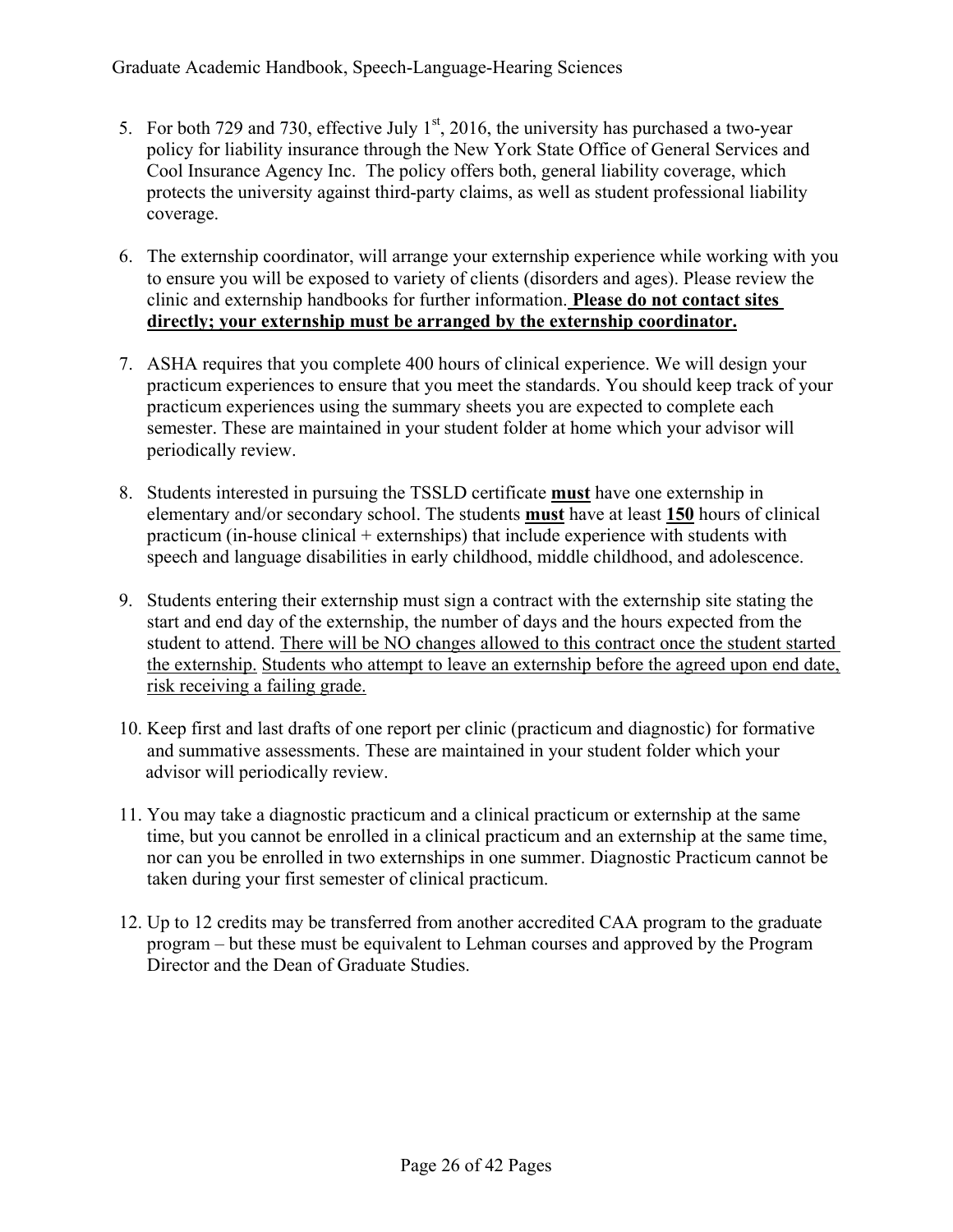5. For both 729 and 730, effective July 1st, 2016, the university has purchased a two-year policy for liability insurance through the New York State Office of General Services and Cool Insurance Agency Inc. The policy offers both, general liability coverage, which protects the university against third-party claims, as well as student professional liability coverage.

6. The externship coordinator, will arrange your externship experience while working with you to ensure you will be exposed to variety of clients (disorders and ages). Please review the clinic and externship handbooks for further information. **Please do not contact sites directly; your externship must be arranged by the externship coordinator.**

7. ASHA requires that you complete 400 hours of clinical experience. We will design your practicum experiences to ensure that you meet the standards. You should keep track of your practicum experiences using the summary sheets you are expected to complete each semester. These are maintained in your student folder at home which your advisor will periodically review.

8. Students interested in pursuing the TSSLD certificate **must** have one externship in elementary and/or secondary school. The students **must** have at least **150** hours of clinical practicum (in-house clinical + externships) that include experience with students with speech and language disabilities in early childhood, middle childhood, and adolescence.

9. Students entering their externship must sign a contract with the externship site stating the start and end day of the externship, the number of days and the hours expected from the student to attend. There will be NO changes allowed to this contract once the student started the externship. Students who attempt to leave an externship before the agreed upon end date, risk receiving a failing grade.

10. Keep first and last drafts of one report per clinic (practicum and diagnostic) for formative and summative assessments. These are maintained in your student folder which your advisor will periodically review.

11. You may take a diagnostic practicum and a clinical practicum or externship at the same time, but you cannot be enrolled in a clinical practicum and an externship at the same time, nor can you be enrolled in two externships in one summer. Diagnostic Practicum cannot be taken during your first semester of clinical practicum.

12. Up to 12 credits may be transferred from another accredited CAA program to the graduate program – but these must be equivalent to Lehman courses and approved by the Program Director and the Dean of Graduate Studies.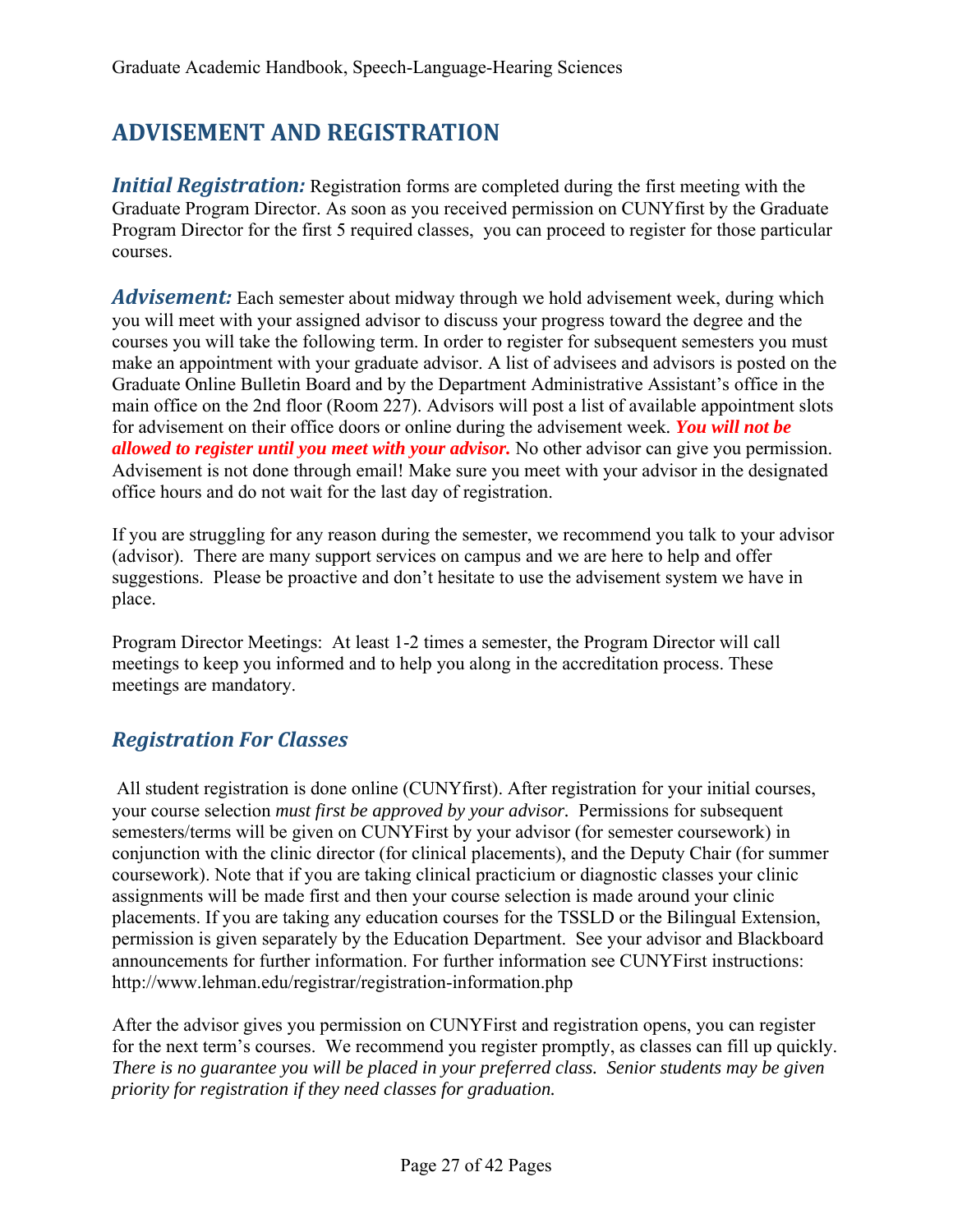# ADVISEMENT AND REGISTRATION

***Initial Registration:*** Registration forms are completed during the first meeting with the Graduate Program Director. As soon as you received permission on CUNYfirst by the Graduate Program Director for the first 5 required classes, you can proceed to register for those particular courses.

***Advisement:*** Each semester about midway through we hold advisement week, during which you will meet with your assigned advisor to discuss your progress toward the degree and the courses you will take the following term. In order to register for subsequent semesters you must make an appointment with your graduate advisor. A list of advisees and advisors is posted on the Graduate Online Bulletin Board and by the Department Administrative Assistant's office in the main office on the 2nd floor (Room 227). Advisors will post a list of available appointment slots for advisement on their office doors or online during the advisement week. ***You will not be allowed to register until you meet with your advisor.*** No other advisor can give you permission. Advisement is not done through email! Make sure you meet with your advisor in the designated office hours and do not wait for the last day of registration.

If you are struggling for any reason during the semester, we recommend you talk to your advisor (advisor). There are many support services on campus and we are here to help and offer suggestions. Please be proactive and don't hesitate to use the advisement system we have in place.

Program Director Meetings: At least 1-2 times a semester, the Program Director will call meetings to keep you informed and to help you along in the accreditation process. These meetings are mandatory.

## *Registration For Classes*

All student registration is done online (CUNYfirst). After registration for your initial courses, your course selection *must first be approved by your advisor.* Permissions for subsequent semesters/terms will be given on CUNYFirst by your advisor (for semester coursework) in conjunction with the clinic director (for clinical placements), and the Deputy Chair (for summer coursework). Note that if you are taking clinical practicium or diagnostic classes your clinic assignments will be made first and then your course selection is made around your clinic placements. If you are taking any education courses for the TSSLD or the Bilingual Extension, permission is given separately by the Education Department. See your advisor and Blackboard announcements for further information. For further information see CUNYFirst instructions: http://www.lehman.edu/registrar/registration-information.php

After the advisor gives you permission on CUNYFirst and registration opens, you can register for the next term's courses. We recommend you register promptly, as classes can fill up quickly. *There is no guarantee you will be placed in your preferred class. Senior students may be given priority for registration if they need classes for graduation.*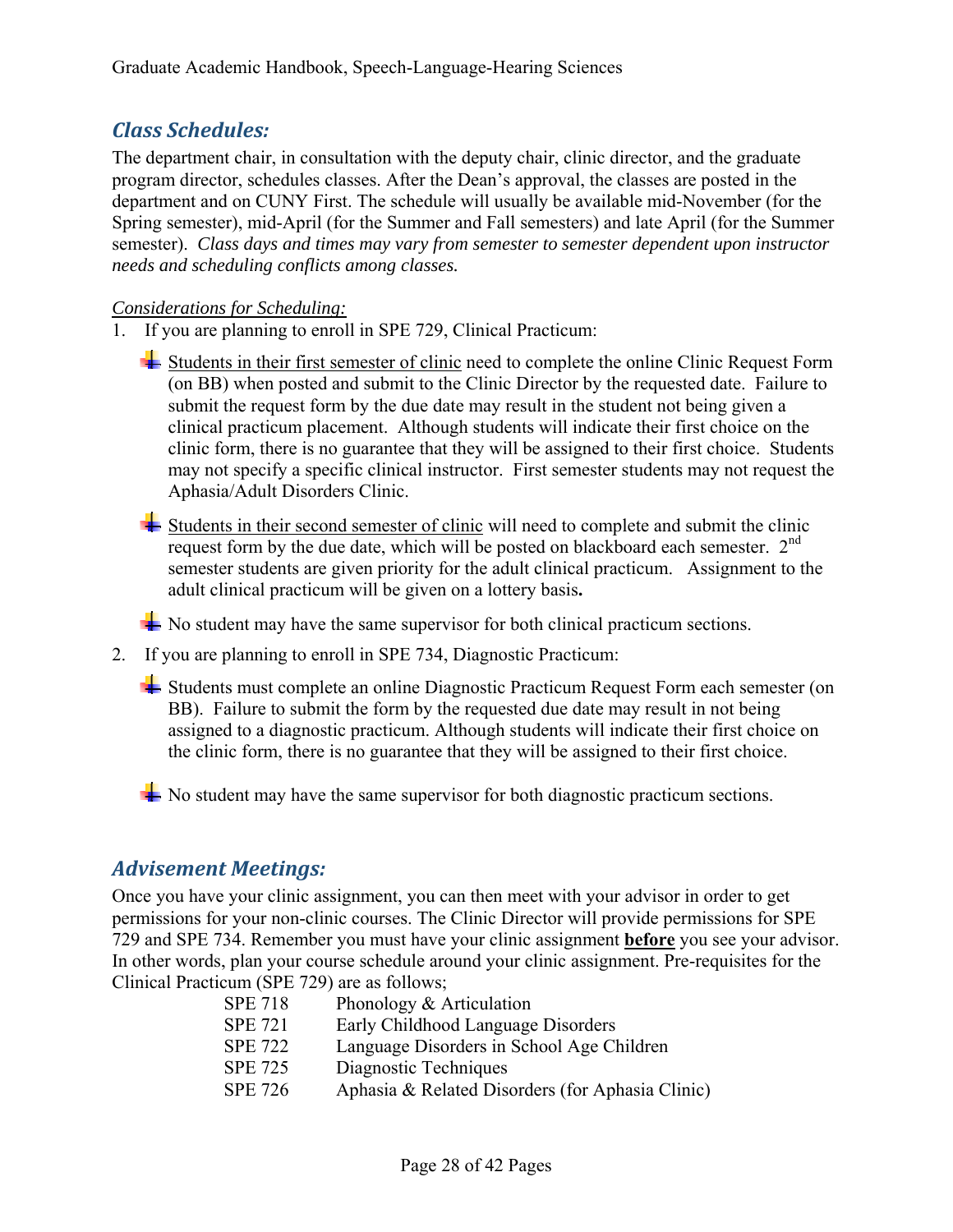## *Class Schedules:*

The department chair, in consultation with the deputy chair, clinic director, and the graduate program director, schedules classes. After the Dean's approval, the classes are posted in the department and on CUNY First. The schedule will usually be available mid-November (for the Spring semester), mid-April (for the Summer and Fall semesters) and late April (for the Summer semester). *Class days and times may vary from semester to semester dependent upon instructor needs and scheduling conflicts among classes.*

*Considerations for Scheduling:*

1. If you are planning to enroll in SPE 729, Clinical Practicum:

   - Students in their first semester of clinic need to complete the online Clinic Request Form (on BB) when posted and submit to the Clinic Director by the requested date. Failure to submit the request form by the due date may result in the student not being given a clinical practicum placement. Although students will indicate their first choice on the clinic form, there is no guarantee that they will be assigned to their first choice. Students may not specify a specific clinical instructor. First semester students may not request the Aphasia/Adult Disorders Clinic.

   - Students in their second semester of clinic will need to complete and submit the clinic request form by the due date, which will be posted on blackboard each semester. 2nd semester students are given priority for the adult clinical practicum. Assignment to the adult clinical practicum will be given on a lottery basis**.**

   - No student may have the same supervisor for both clinical practicum sections.

2. If you are planning to enroll in SPE 734, Diagnostic Practicum:

   - Students must complete an online Diagnostic Practicum Request Form each semester (on BB). Failure to submit the form by the requested due date may result in not being assigned to a diagnostic practicum. Although students will indicate their first choice on the clinic form, there is no guarantee that they will be assigned to their first choice.

   - No student may have the same supervisor for both diagnostic practicum sections.

## *Advisement Meetings:*

Once you have your clinic assignment, you can then meet with your advisor in order to get permissions for your non-clinic courses. The Clinic Director will provide permissions for SPE 729 and SPE 734. Remember you must have your clinic assignment **before** you see your advisor. In other words, plan your course schedule around your clinic assignment. Pre-requisites for the Clinical Practicum (SPE 729) are as follows;

| | |
|---|---|
| SPE 718 | Phonology & Articulation |
| SPE 721 | Early Childhood Language Disorders |
| SPE 722 | Language Disorders in School Age Children |
| SPE 725 | Diagnostic Techniques |
| SPE 726 | Aphasia & Related Disorders (for Aphasia Clinic) |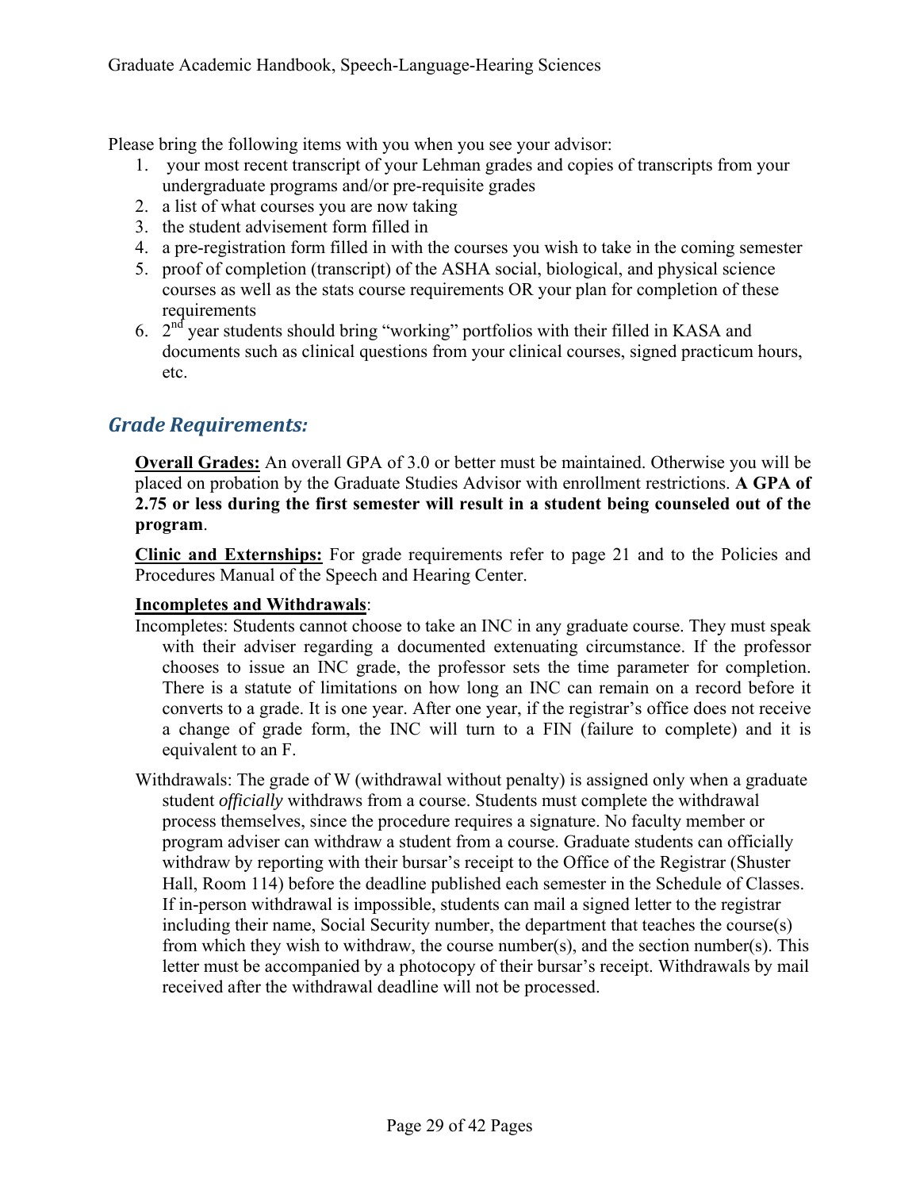Please bring the following items with you when you see your advisor:

1. your most recent transcript of your Lehman grades and copies of transcripts from your undergraduate programs and/or pre-requisite grades
2. a list of what courses you are now taking
3. the student advisement form filled in
4. a pre-registration form filled in with the courses you wish to take in the coming semester
5. proof of completion (transcript) of the ASHA social, biological, and physical science courses as well as the stats course requirements OR your plan for completion of these requirements
6. 2nd year students should bring "working" portfolios with their filled in KASA and documents such as clinical questions from your clinical courses, signed practicum hours, etc.

## *Grade Requirements:*

**Overall Grades:** An overall GPA of 3.0 or better must be maintained. Otherwise you will be placed on probation by the Graduate Studies Advisor with enrollment restrictions. **A GPA of 2.75 or less during the first semester will result in a student being counseled out of the program**.

**Clinic and Externships:** For grade requirements refer to page 21 and to the Policies and Procedures Manual of the Speech and Hearing Center.

**Incompletes and Withdrawals**:

Incompletes: Students cannot choose to take an INC in any graduate course. They must speak with their adviser regarding a documented extenuating circumstance. If the professor chooses to issue an INC grade, the professor sets the time parameter for completion. There is a statute of limitations on how long an INC can remain on a record before it converts to a grade. It is one year. After one year, if the registrar's office does not receive a change of grade form, the INC will turn to a FIN (failure to complete) and it is equivalent to an F.

Withdrawals: The grade of W (withdrawal without penalty) is assigned only when a graduate student *officially* withdraws from a course. Students must complete the withdrawal process themselves, since the procedure requires a signature. No faculty member or program adviser can withdraw a student from a course. Graduate students can officially withdraw by reporting with their bursar's receipt to the Office of the Registrar (Shuster Hall, Room 114) before the deadline published each semester in the Schedule of Classes. If in-person withdrawal is impossible, students can mail a signed letter to the registrar including their name, Social Security number, the department that teaches the course(s) from which they wish to withdraw, the course number(s), and the section number(s). This letter must be accompanied by a photocopy of their bursar's receipt. Withdrawals by mail received after the withdrawal deadline will not be processed.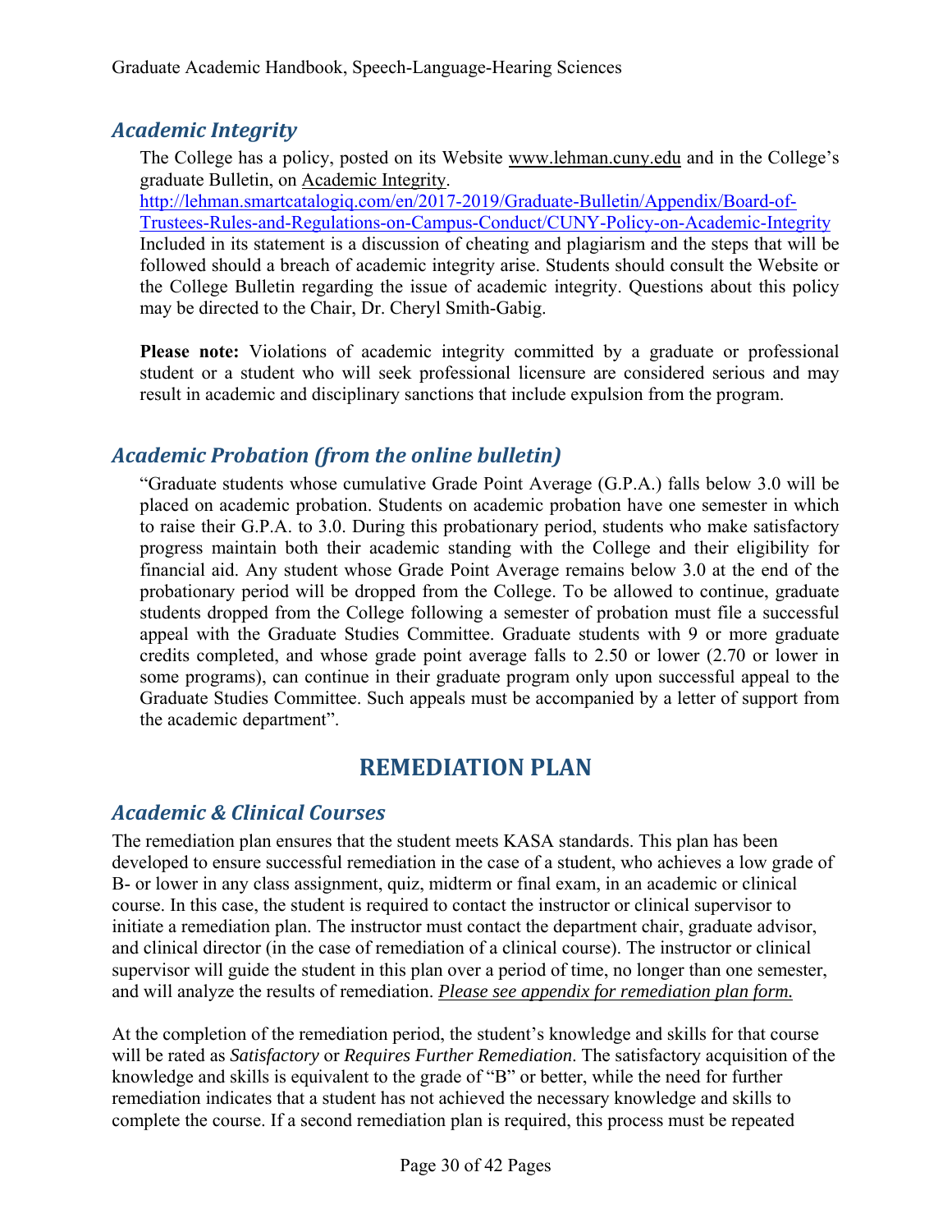## *Academic Integrity*

The College has a policy, posted on its Website www.lehman.cuny.edu and in the College's graduate Bulletin, on Academic Integrity.
http://lehman.smartcatalogiq.com/en/2017-2019/Graduate-Bulletin/Appendix/Board-of-Trustees-Rules-and-Regulations-on-Campus-Conduct/CUNY-Policy-on-Academic-Integrity
Included in its statement is a discussion of cheating and plagiarism and the steps that will be followed should a breach of academic integrity arise. Students should consult the Website or the College Bulletin regarding the issue of academic integrity. Questions about this policy may be directed to the Chair, Dr. Cheryl Smith-Gabig.

**Please note:** Violations of academic integrity committed by a graduate or professional student or a student who will seek professional licensure are considered serious and may result in academic and disciplinary sanctions that include expulsion from the program.

## *Academic Probation (from the online bulletin)*

"Graduate students whose cumulative Grade Point Average (G.P.A.) falls below 3.0 will be placed on academic probation. Students on academic probation have one semester in which to raise their G.P.A. to 3.0. During this probationary period, students who make satisfactory progress maintain both their academic standing with the College and their eligibility for financial aid. Any student whose Grade Point Average remains below 3.0 at the end of the probationary period will be dropped from the College. To be allowed to continue, graduate students dropped from the College following a semester of probation must file a successful appeal with the Graduate Studies Committee. Graduate students with 9 or more graduate credits completed, and whose grade point average falls to 2.50 or lower (2.70 or lower in some programs), can continue in their graduate program only upon successful appeal to the Graduate Studies Committee. Such appeals must be accompanied by a letter of support from the academic department".

# REMEDIATION PLAN

## *Academic & Clinical Courses*

The remediation plan ensures that the student meets KASA standards. This plan has been developed to ensure successful remediation in the case of a student, who achieves a low grade of B- or lower in any class assignment, quiz, midterm or final exam, in an academic or clinical course. In this case, the student is required to contact the instructor or clinical supervisor to initiate a remediation plan. The instructor must contact the department chair, graduate advisor, and clinical director (in the case of remediation of a clinical course). The instructor or clinical supervisor will guide the student in this plan over a period of time, no longer than one semester, and will analyze the results of remediation. *Please see appendix for remediation plan form.*

At the completion of the remediation period, the student's knowledge and skills for that course will be rated as *Satisfactory* or *Requires Further Remediation*. The satisfactory acquisition of the knowledge and skills is equivalent to the grade of "B" or better, while the need for further remediation indicates that a student has not achieved the necessary knowledge and skills to complete the course. If a second remediation plan is required, this process must be repeated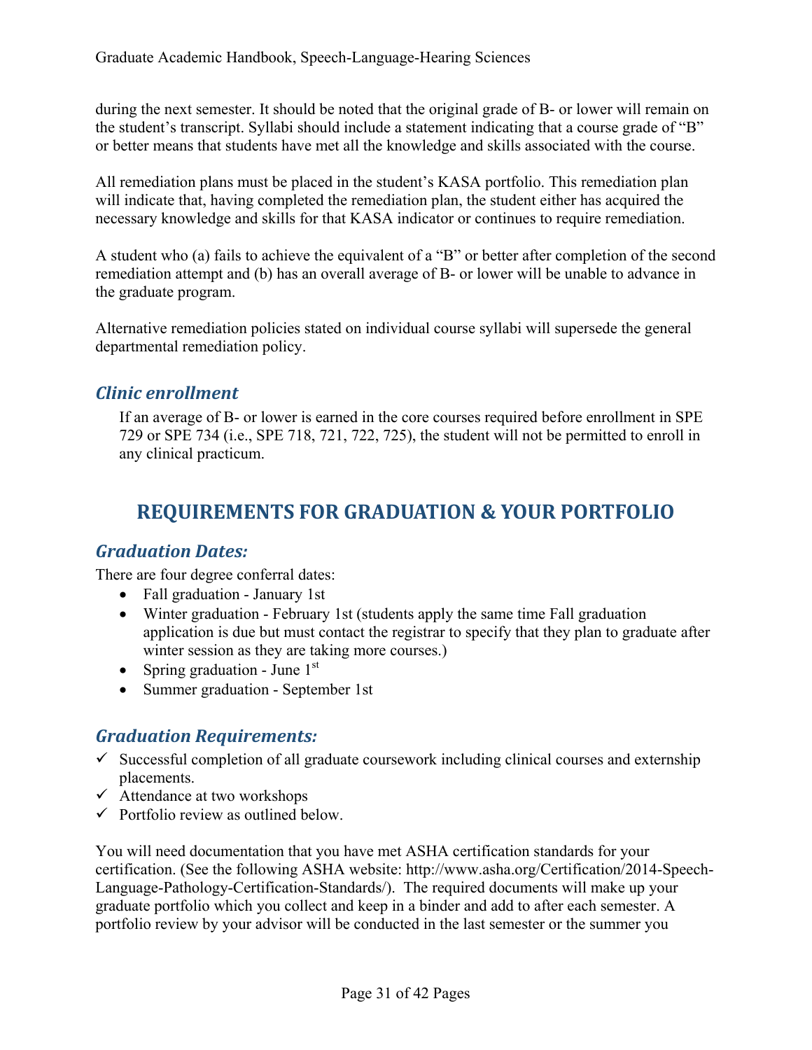during the next semester. It should be noted that the original grade of B- or lower will remain on the student's transcript. Syllabi should include a statement indicating that a course grade of "B" or better means that students have met all the knowledge and skills associated with the course.

All remediation plans must be placed in the student's KASA portfolio. This remediation plan will indicate that, having completed the remediation plan, the student either has acquired the necessary knowledge and skills for that KASA indicator or continues to require remediation.

A student who (a) fails to achieve the equivalent of a "B" or better after completion of the second remediation attempt and (b) has an overall average of B- or lower will be unable to advance in the graduate program.

Alternative remediation policies stated on individual course syllabi will supersede the general departmental remediation policy.

### *Clinic enrollment*

If an average of B- or lower is earned in the core courses required before enrollment in SPE 729 or SPE 734 (i.e., SPE 718, 721, 722, 725), the student will not be permitted to enroll in any clinical practicum.

## REQUIREMENTS FOR GRADUATION & YOUR PORTFOLIO

### *Graduation Dates:*

There are four degree conferral dates:

- Fall graduation - January 1st
- Winter graduation - February 1st (students apply the same time Fall graduation application is due but must contact the registrar to specify that they plan to graduate after winter session as they are taking more courses.)
- Spring graduation - June 1st
- Summer graduation - September 1st

### *Graduation Requirements:*

- ✓ Successful completion of all graduate coursework including clinical courses and externship placements.
- ✓ Attendance at two workshops
- ✓ Portfolio review as outlined below.

You will need documentation that you have met ASHA certification standards for your certification. (See the following ASHA website: http://www.asha.org/Certification/2014-Speech-Language-Pathology-Certification-Standards/). The required documents will make up your graduate portfolio which you collect and keep in a binder and add to after each semester. A portfolio review by your advisor will be conducted in the last semester or the summer you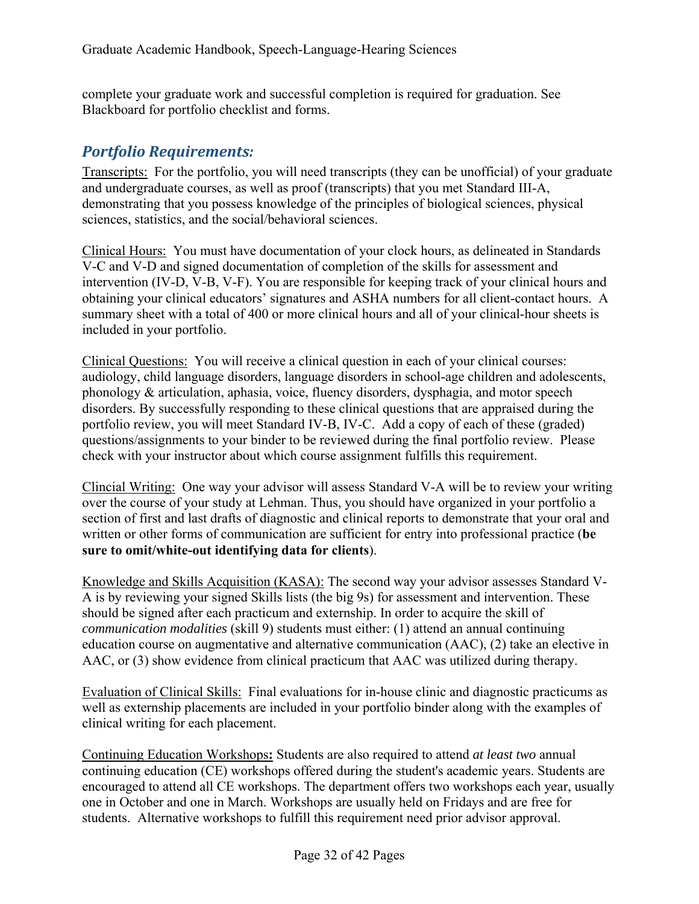complete your graduate work and successful completion is required for graduation. See Blackboard for portfolio checklist and forms.

## *Portfolio Requirements:*

Transcripts: For the portfolio, you will need transcripts (they can be unofficial) of your graduate and undergraduate courses, as well as proof (transcripts) that you met Standard III-A, demonstrating that you possess knowledge of the principles of biological sciences, physical sciences, statistics, and the social/behavioral sciences.

Clinical Hours: You must have documentation of your clock hours, as delineated in Standards V-C and V-D and signed documentation of completion of the skills for assessment and intervention (IV-D, V-B, V-F). You are responsible for keeping track of your clinical hours and obtaining your clinical educators' signatures and ASHA numbers for all client-contact hours. A summary sheet with a total of 400 or more clinical hours and all of your clinical-hour sheets is included in your portfolio.

Clinical Questions: You will receive a clinical question in each of your clinical courses: audiology, child language disorders, language disorders in school-age children and adolescents, phonology & articulation, aphasia, voice, fluency disorders, dysphagia, and motor speech disorders. By successfully responding to these clinical questions that are appraised during the portfolio review, you will meet Standard IV-B, IV-C. Add a copy of each of these (graded) questions/assignments to your binder to be reviewed during the final portfolio review. Please check with your instructor about which course assignment fulfills this requirement.

Clincial Writing: One way your advisor will assess Standard V-A will be to review your writing over the course of your study at Lehman. Thus, you should have organized in your portfolio a section of first and last drafts of diagnostic and clinical reports to demonstrate that your oral and written or other forms of communication are sufficient for entry into professional practice (**be sure to omit/white-out identifying data for clients**).

Knowledge and Skills Acquisition (KASA): The second way your advisor assesses Standard V-A is by reviewing your signed Skills lists (the big 9s) for assessment and intervention. These should be signed after each practicum and externship. In order to acquire the skill of *communication modalities* (skill 9) students must either: (1) attend an annual continuing education course on augmentative and alternative communication (AAC), (2) take an elective in AAC, or (3) show evidence from clinical practicum that AAC was utilized during therapy.

Evaluation of Clinical Skills: Final evaluations for in-house clinic and diagnostic practicums as well as externship placements are included in your portfolio binder along with the examples of clinical writing for each placement.

Continuing Education Workshops**:** Students are also required to attend *at least two* annual continuing education (CE) workshops offered during the student's academic years. Students are encouraged to attend all CE workshops. The department offers two workshops each year, usually one in October and one in March. Workshops are usually held on Fridays and are free for students. Alternative workshops to fulfill this requirement need prior advisor approval.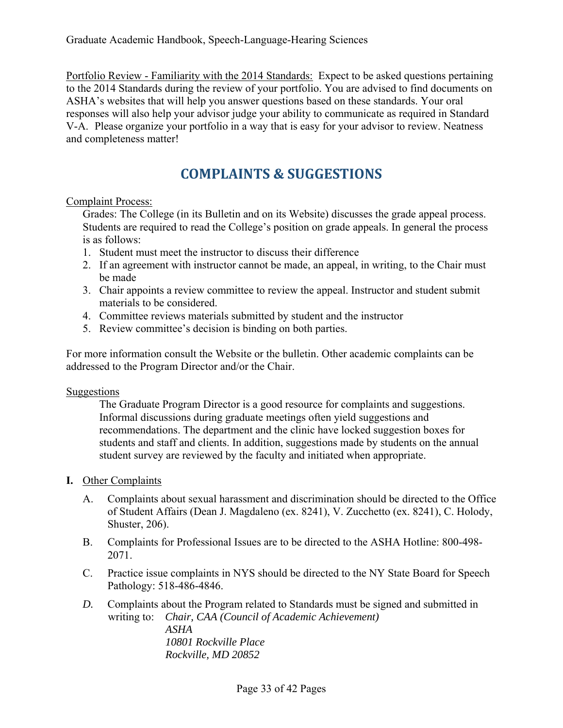Portfolio Review - Familiarity with the 2014 Standards: Expect to be asked questions pertaining to the 2014 Standards during the review of your portfolio. You are advised to find documents on ASHA's websites that will help you answer questions based on these standards. Your oral responses will also help your advisor judge your ability to communicate as required in Standard V-A. Please organize your portfolio in a way that is easy for your advisor to review. Neatness and completeness matter!

# COMPLAINTS & SUGGESTIONS

Complaint Process:

Grades: The College (in its Bulletin and on its Website) discusses the grade appeal process. Students are required to read the College's position on grade appeals. In general the process is as follows:

1. Student must meet the instructor to discuss their difference
2. If an agreement with instructor cannot be made, an appeal, in writing, to the Chair must be made
3. Chair appoints a review committee to review the appeal. Instructor and student submit materials to be considered.
4. Committee reviews materials submitted by student and the instructor
5. Review committee's decision is binding on both parties.

For more information consult the Website or the bulletin. Other academic complaints can be addressed to the Program Director and/or the Chair.

Suggestions

The Graduate Program Director is a good resource for complaints and suggestions. Informal discussions during graduate meetings often yield suggestions and recommendations. The department and the clinic have locked suggestion boxes for students and staff and clients. In addition, suggestions made by students on the annual student survey are reviewed by the faculty and initiated when appropriate.

**I.** Other Complaints

A. Complaints about sexual harassment and discrimination should be directed to the Office of Student Affairs (Dean J. Magdaleno (ex. 8241), V. Zucchetto (ex. 8241), C. Holody, Shuster, 206).

B. Complaints for Professional Issues are to be directed to the ASHA Hotline: 800-498-2071.

C. Practice issue complaints in NYS should be directed to the NY State Board for Speech Pathology: 518-486-4846.

*D.* Complaints about the Program related to Standards must be signed and submitted in writing to: *Chair, CAA (Council of Academic Achievement)*
*ASHA*
*10801 Rockville Place*
*Rockville, MD 20852*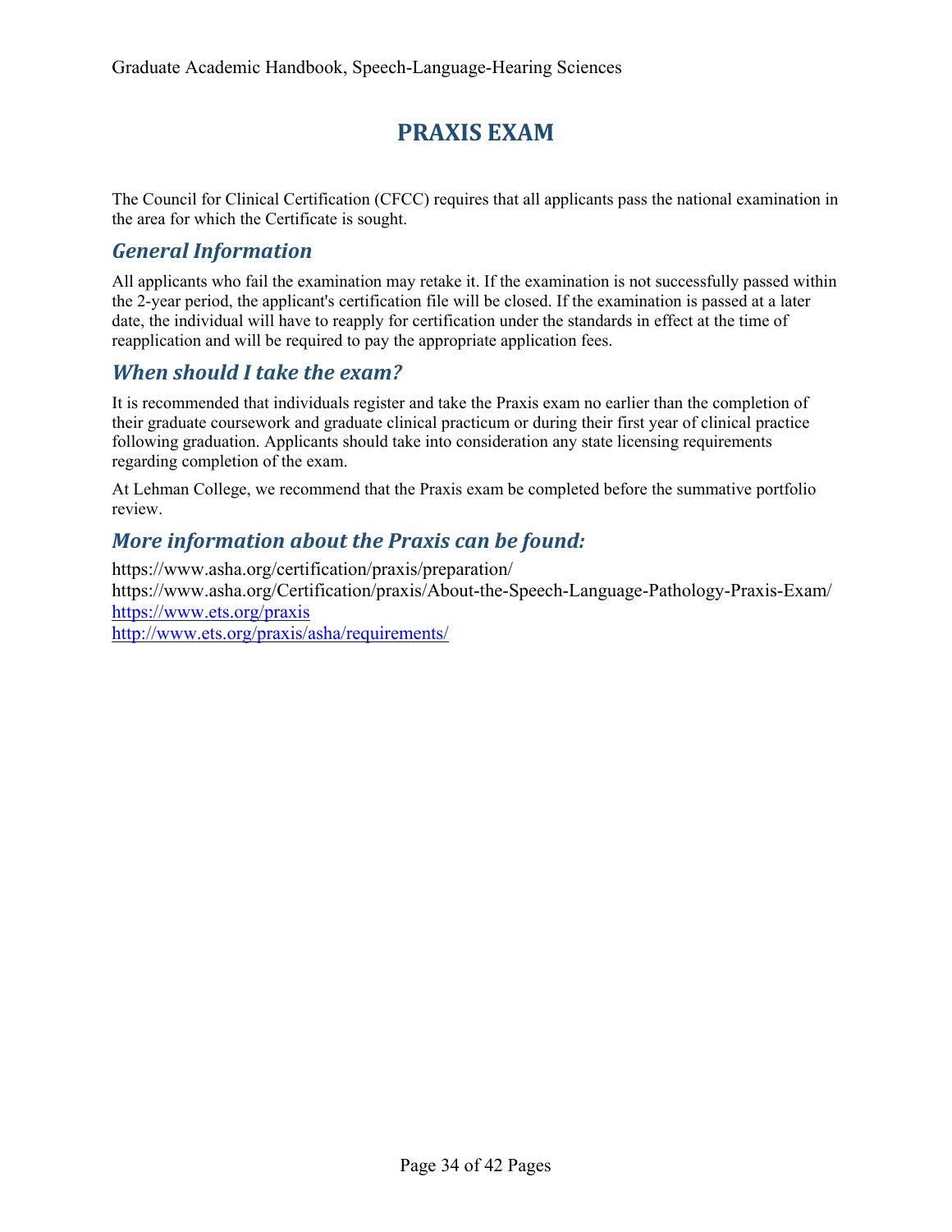# PRAXIS EXAM

The Council for Clinical Certification (CFCC) requires that all applicants pass the national examination in the area for which the Certificate is sought.

## *General Information*

All applicants who fail the examination may retake it. If the examination is not successfully passed within the 2-year period, the applicant's certification file will be closed. If the examination is passed at a later date, the individual will have to reapply for certification under the standards in effect at the time of reapplication and will be required to pay the appropriate application fees.

## *When should I take the exam?*

It is recommended that individuals register and take the Praxis exam no earlier than the completion of their graduate coursework and graduate clinical practicum or during their first year of clinical practice following graduation. Applicants should take into consideration any state licensing requirements regarding completion of the exam.

At Lehman College, we recommend that the Praxis exam be completed before the summative portfolio review.

## *More information about the Praxis can be found:*

https://www.asha.org/certification/praxis/preparation/
https://www.asha.org/Certification/praxis/About-the-Speech-Language-Pathology-Praxis-Exam/
https://www.ets.org/praxis
http://www.ets.org/praxis/asha/requirements/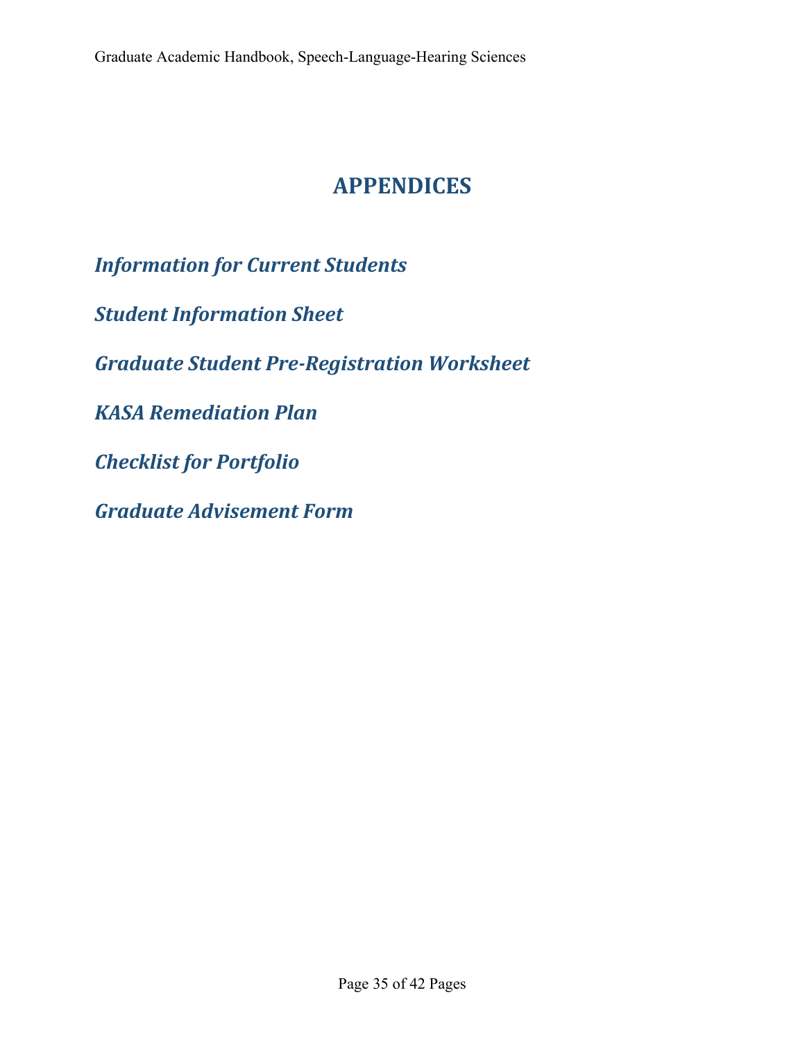# APPENDICES

*Information for Current Students*

*Student Information Sheet*

*Graduate Student Pre-Registration Worksheet*

*KASA Remediation Plan*

*Checklist for Portfolio*

*Graduate Advisement Form*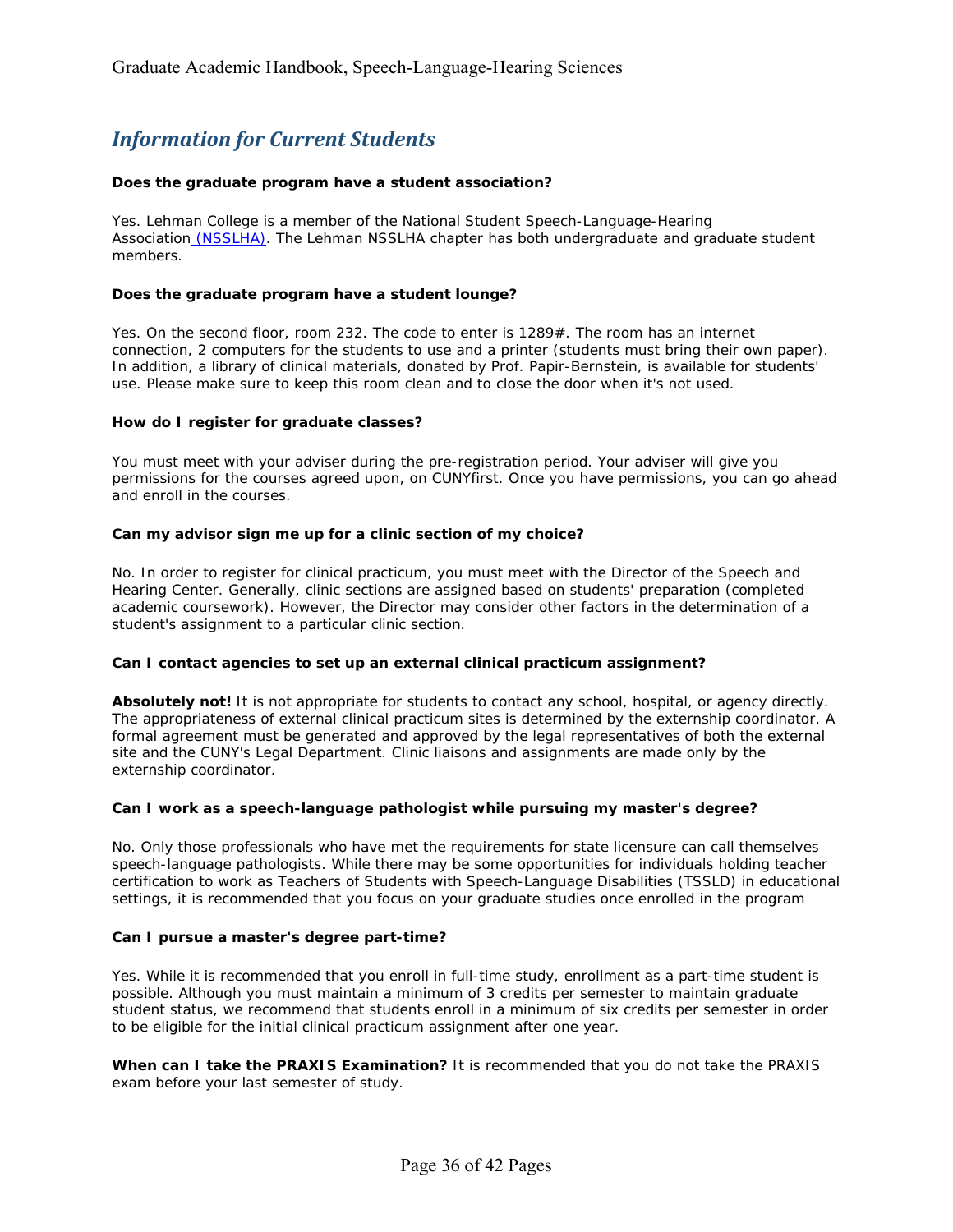## *Information for Current Students*

**Does the graduate program have a student association?**

Yes. Lehman College is a member of the National Student Speech-Language-Hearing Association (NSSLHA). The Lehman NSSLHA chapter has both undergraduate and graduate student members.

**Does the graduate program have a student lounge?**

Yes. On the second floor, room 232. The code to enter is 1289#. The room has an internet connection, 2 computers for the students to use and a printer (students must bring their own paper). In addition, a library of clinical materials, donated by Prof. Papir-Bernstein, is available for students' use. Please make sure to keep this room clean and to close the door when it's not used.

**How do I register for graduate classes?**

You must meet with your adviser during the pre-registration period. Your adviser will give you permissions for the courses agreed upon, on CUNYfirst. Once you have permissions, you can go ahead and enroll in the courses.

**Can my advisor sign me up for a clinic section of my choice?**

No. In order to register for clinical practicum, you must meet with the Director of the Speech and Hearing Center. Generally, clinic sections are assigned based on students' preparation (completed academic coursework). However, the Director may consider other factors in the determination of a student's assignment to a particular clinic section.

**Can I contact agencies to set up an external clinical practicum assignment?**

**Absolutely not!** It is not appropriate for students to contact any school, hospital, or agency directly. The appropriateness of external clinical practicum sites is determined by the externship coordinator. A formal agreement must be generated and approved by the legal representatives of both the external site and the CUNY's Legal Department. Clinic liaisons and assignments are made only by the externship coordinator.

**Can I work as a speech-language pathologist while pursuing my master's degree?**

No. Only those professionals who have met the requirements for state licensure can call themselves speech-language pathologists. While there may be some opportunities for individuals holding teacher certification to work as Teachers of Students with Speech-Language Disabilities (TSSLD) in educational settings, it is recommended that you focus on your graduate studies once enrolled in the program

**Can I pursue a master's degree part-time?**

Yes. While it is recommended that you enroll in full-time study, enrollment as a part-time student is possible. Although you must maintain a minimum of 3 credits per semester to maintain graduate student status, we recommend that students enroll in a minimum of six credits per semester in order to be eligible for the initial clinical practicum assignment after one year.

**When can I take the PRAXIS Examination?** It is recommended that you do not take the PRAXIS exam before your last semester of study.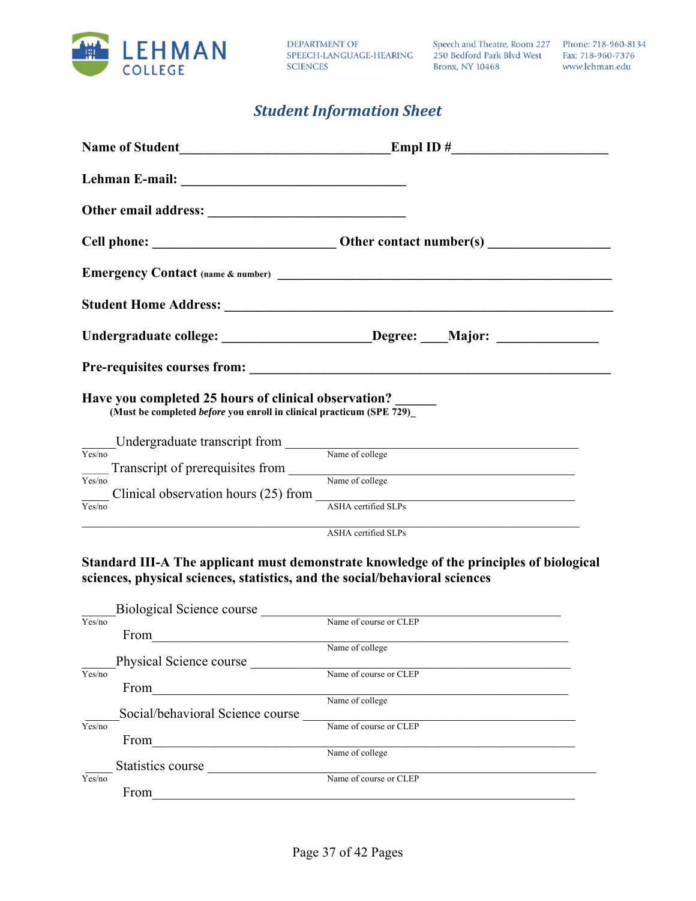LEHMAN COLLEGE

DEPARTMENT OF SPEECH-LANGUAGE-HEARING SCIENCES

Speech and Theatre, Room 227
250 Bedford Park Blvd West
Bronx, NY 10468

Phone: 718-960-8134
Fax: 718-960-7376
www.lehman.edu

## *Student Information Sheet*

**Name of Student**________________________________**Empl ID #**_______________________

**Lehman E-mail:** __________________________________

**Other email address:** ______________________________

**Cell phone:** ____________________________ **Other contact number(s)** __________________

**Emergency Contact** **(name & number)** ____________________________________________________

**Student Home Address:** ____________________________________________________________

**Undergraduate college:** ______________________**Degree:** ____**Major:** _______________

**Pre-requisites courses from:** _________________________________________________________

**Have you completed 25 hours of clinical observation?** ______
**(Must be completed *before* you enroll in clinical practicum (SPE 729)**_

_____Undergraduate transcript from ___________________________________________
Yes/no — Name of college

____ Transcript of prerequisites from ___________________________________________
Yes/no — Name of college

____ Clinical observation hours (25) from ______________________________________
Yes/no — ASHA certified SLPs

______________________________________________________________________________
ASHA certified SLPs

**Standard III-A The applicant must demonstrate knowledge of the principles of biological sciences, physical sciences, statistics, and the social/behavioral sciences**

_____Biological Science course ____________________________________________
Yes/no — Name of course or CLEP

From______________________________________________________________
Name of college

_____Physical Science course _______________________________________________
Yes/no — Name of course or CLEP

From______________________________________________________________
Name of college

_____Social/behavioral Science course _________________________________________
Yes/no — Name of course or CLEP

From______________________________________________________________
Name of college

_____ Statistics course ____________________________________________________
Yes/no — Name of course or CLEP

From______________________________________________________________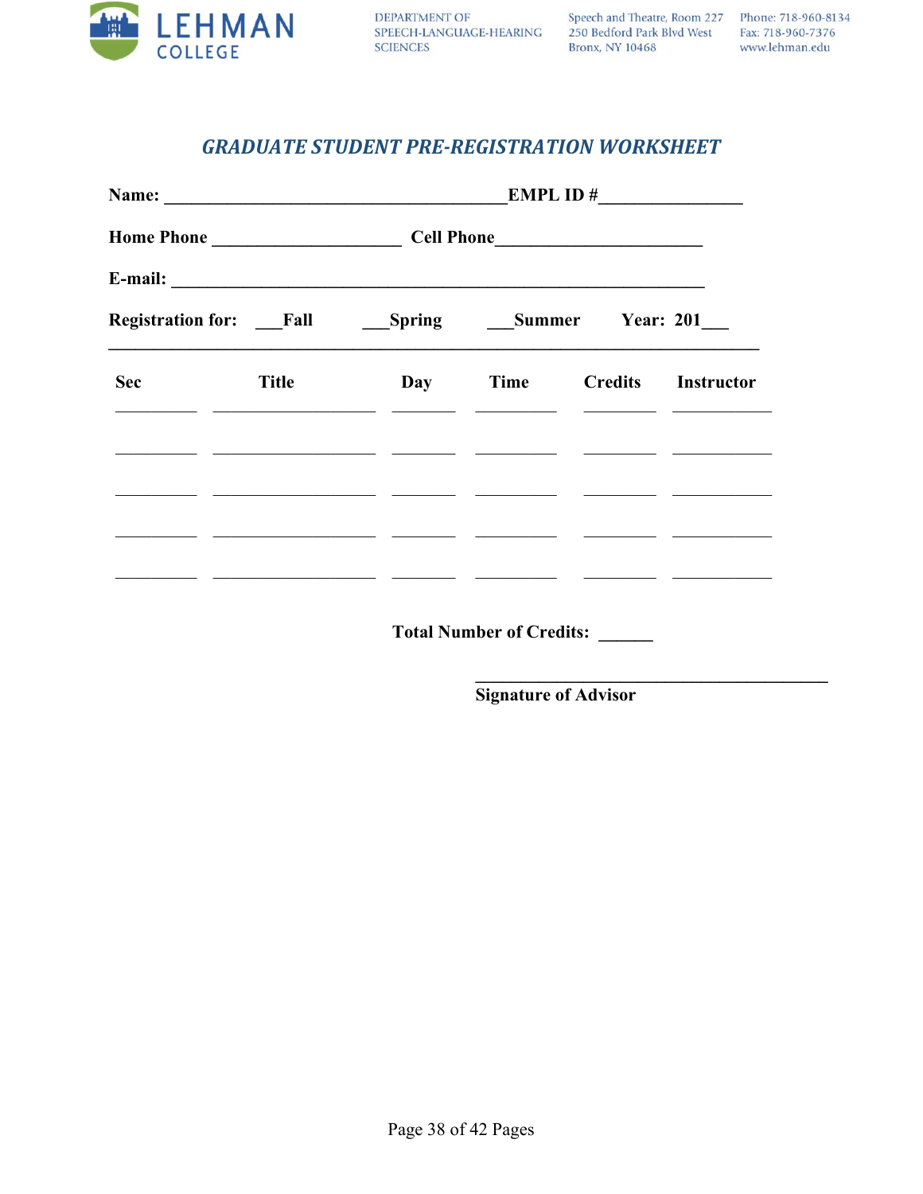LEHMAN COLLEGE

DEPARTMENT OF SPEECH-LANGUAGE-HEARING SCIENCES

Speech and Theatre, Room 227
250 Bedford Park Blvd West
Bronx, NY 10468

Phone: 718-960-8134
Fax: 718-960-7376
www.lehman.edu

## *GRADUATE STUDENT PRE-REGISTRATION WORKSHEET*

**Name:** ______________________________________**EMPL ID #**_______________

**Home Phone** ____________________ **Cell Phone**______________________

**E-mail:** ________________________________________________________

**Registration for:** ___**Fall** ___**Spring** ___**Summer** **Year: 201**___

| Sec | Title | Day | Time | Credits | Instructor |
|---|---|---|---|---|---|
| | | | | | |
| | | | | | |
| | | | | | |
| | | | | | |
| | | | | | |

**Total Number of Credits:** ______

______________________________________
**Signature of Advisor**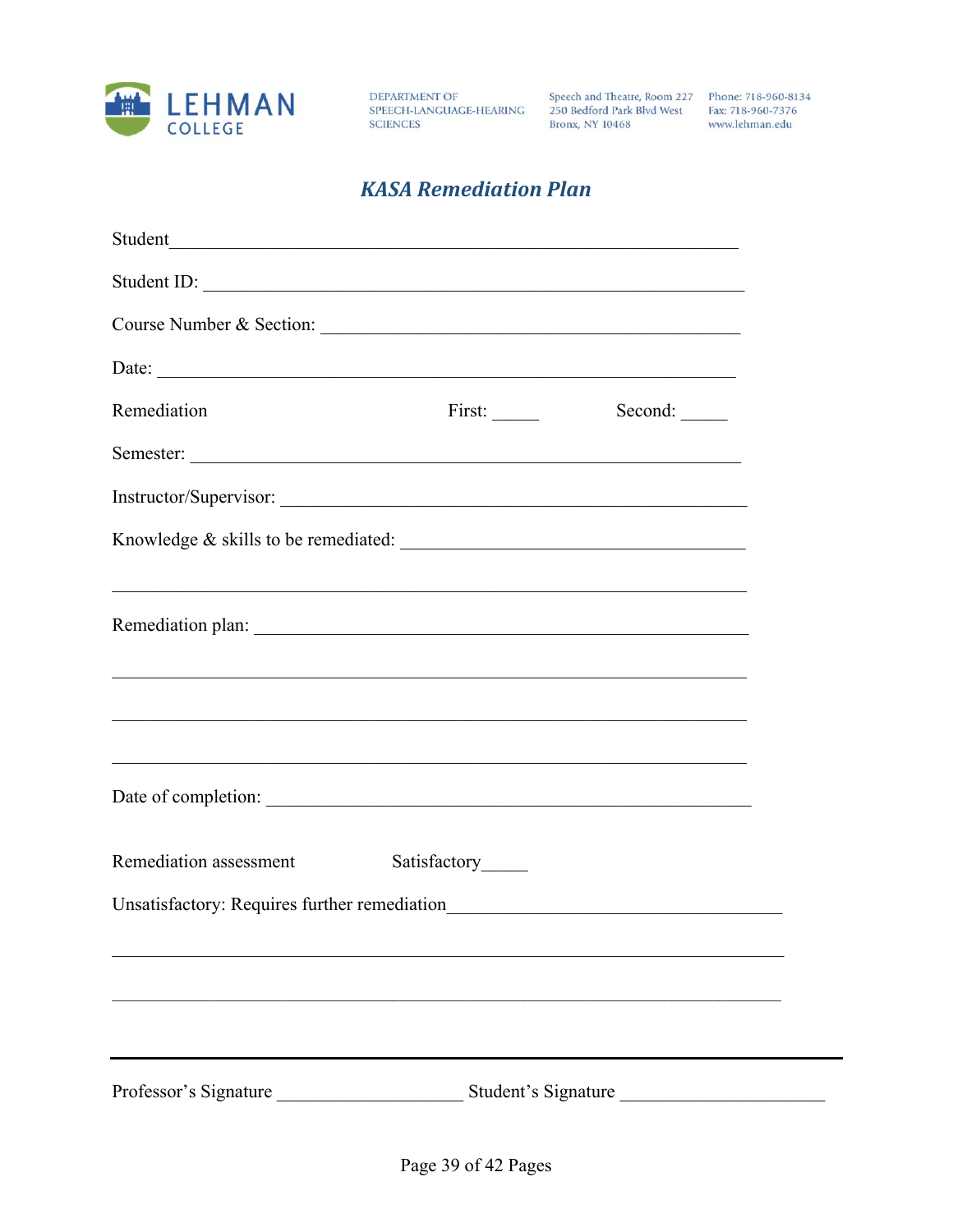LEHMAN COLLEGE

DEPARTMENT OF SPEECH-LANGUAGE-HEARING SCIENCES

Speech and Theatre, Room 227
250 Bedford Park Blvd West
Bronx, NY 10468

Phone: 718-960-8134
Fax: 718-960-7376
www.lehman.edu

## *KASA Remediation Plan*

Student_______________________________________________________________

Student ID: ____________________________________________________________

Course Number & Section: _______________________________________________

Date: _________________________________________________________________

Remediation First: _____ Second: _____

Semester: ______________________________________________________________

Instructor/Supervisor: ___________________________________________________

Knowledge & skills to be remediated: ______________________________________

_______________________________________________________________________

Remediation plan: _______________________________________________________

_______________________________________________________________________

_______________________________________________________________________

_______________________________________________________________________

Date of completion: ______________________________________________________

Remediation assessment Satisfactory_____

Unsatisfactory: Requires further remediation_____________________________________

_______________________________________________________________________

_______________________________________________________________________

---

Professor's Signature ____________________ Student's Signature _____________________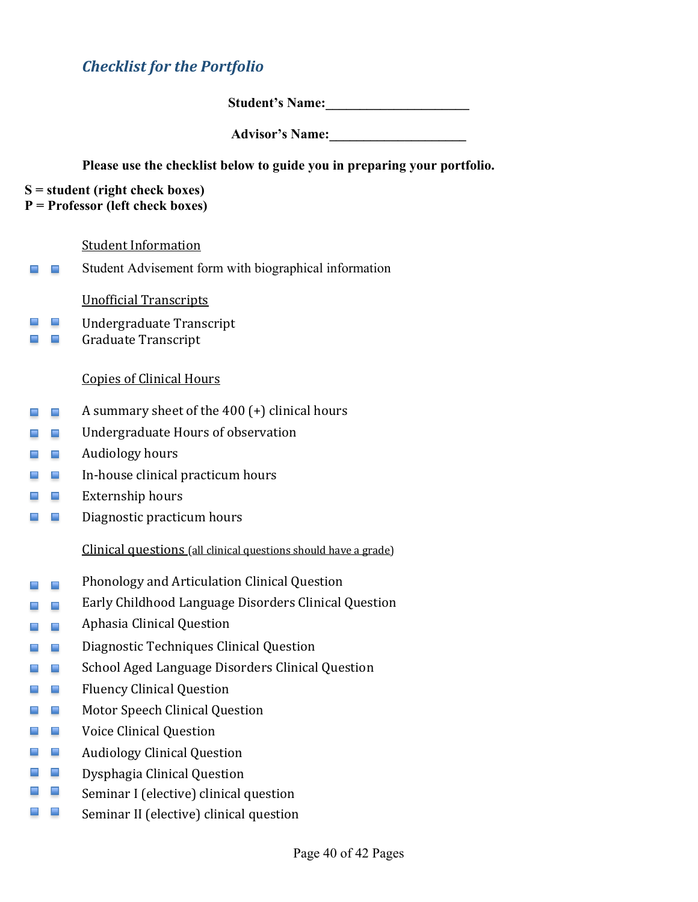## *Checklist for the Portfolio*

**Student's Name:\_\_\_\_\_\_\_\_\_\_\_\_\_\_\_\_\_\_\_\_\_**

**Advisor's Name:\_\_\_\_\_\_\_\_\_\_\_\_\_\_\_\_\_\_\_\_**

**Please use the checklist below to guide you in preparing your portfolio.**

**S = student (right check boxes)**
**P = Professor (left check boxes)**

<u>Student Information</u>

- ☐ ☐ Student Advisement form with biographical information

<u>Unofficial Transcripts</u>

- ☐ ☐ Undergraduate Transcript
- ☐ ☐ Graduate Transcript

<u>Copies of Clinical Hours</u>

- ☐ ☐ A summary sheet of the 400 (+) clinical hours
- ☐ ☐ Undergraduate Hours of observation
- ☐ ☐ Audiology hours
- ☐ ☐ In-house clinical practicum hours
- ☐ ☐ Externship hours
- ☐ ☐ Diagnostic practicum hours

<u>Clinical questions (all clinical questions should have a grade)</u>

- ☐ ☐ Phonology and Articulation Clinical Question
- ☐ ☐ Early Childhood Language Disorders Clinical Question
- ☐ ☐ Aphasia Clinical Question
- ☐ ☐ Diagnostic Techniques Clinical Question
- ☐ ☐ School Aged Language Disorders Clinical Question
- ☐ ☐ Fluency Clinical Question
- ☐ ☐ Motor Speech Clinical Question
- ☐ ☐ Voice Clinical Question
- ☐ ☐ Audiology Clinical Question
- ☐ ☐ Dysphagia Clinical Question
- ☐ ☐ Seminar I (elective) clinical question
- ☐ ☐ Seminar II (elective) clinical question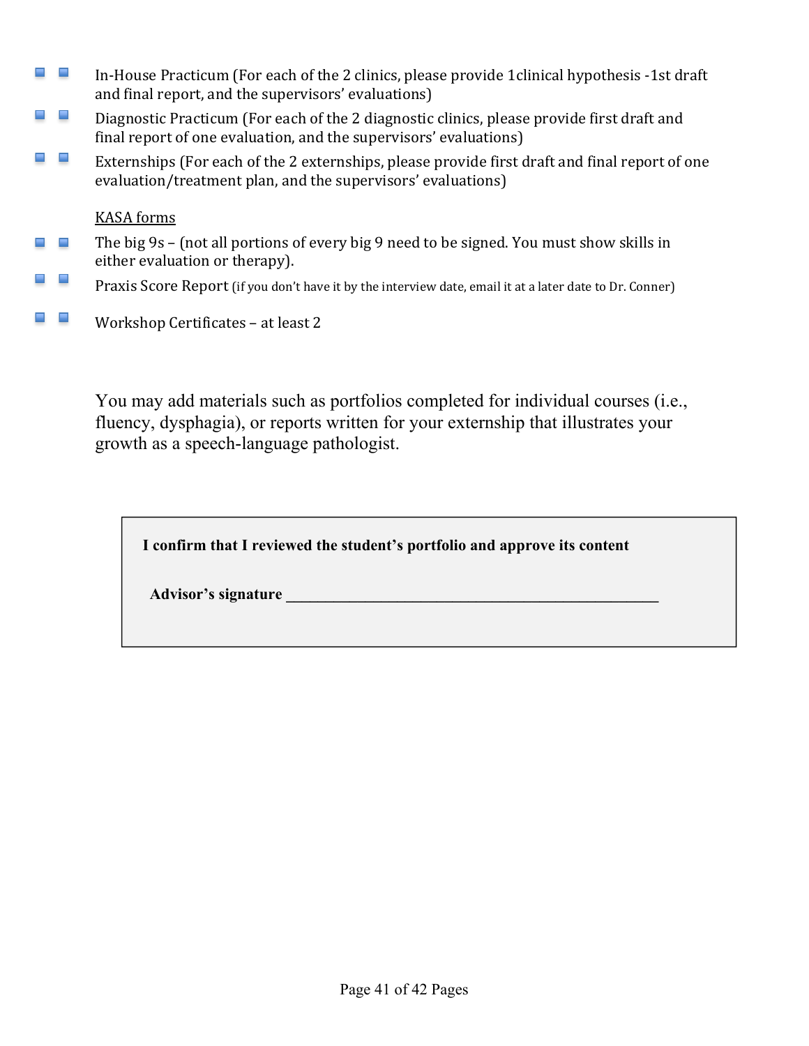- [ ] [ ] In-House Practicum (For each of the 2 clinics, please provide 1clinical hypothesis -1st draft and final report, and the supervisors' evaluations)
- [ ] [ ] Diagnostic Practicum (For each of the 2 diagnostic clinics, please provide first draft and final report of one evaluation, and the supervisors' evaluations)
- [ ] [ ] Externships (For each of the 2 externships, please provide first draft and final report of one evaluation/treatment plan, and the supervisors' evaluations)

<u>KASA forms</u>

- [ ] [ ] The big 9s – (not all portions of every big 9 need to be signed. You must show skills in either evaluation or therapy).
- [ ] [ ] Praxis Score Report (if you don't have it by the interview date, email it at a later date to Dr. Conner)
- [ ] [ ] Workshop Certificates – at least 2

You may add materials such as portfolios completed for individual courses (i.e., fluency, dysphagia), or reports written for your externship that illustrates your growth as a speech-language pathologist.

| **I confirm that I reviewed the student's portfolio and approve its content** |
|---|
| **Advisor's signature** ________________________________________________ |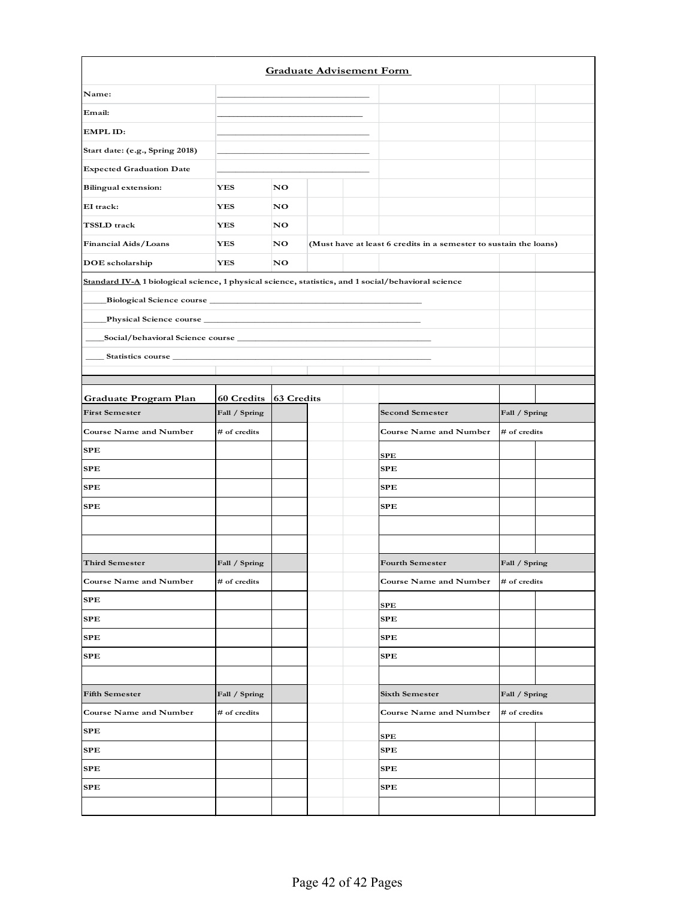## Graduate Advisement Form

| | | | |
|---|---|---|---|
| **Name:** | ______________________________ | | |
| **Email:** | _____________________________ | | |
| **EMPL ID:** | ______________________________ | | |
| **Start date: (e.g., Spring 2018)** | ______________________________ | | |
| **Expected Graduation Date** | ______________________________ | | |
| **Bilingual extension:** | **YES** | **NO** | |
| **EI track:** | **YES** | **NO** | |
| **TSSLD track** | **YES** | **NO** | |
| **Financial Aids/Loans** | **YES** | **NO** | **(Must have at least 6 credits in a semester to sustain the loans)** |
| **DOE scholarship** | **YES** | **NO** | |

**Standard IV-A** **1 biological science, 1 physical science, statistics, and 1 social/behavioral science**

_____**Biological Science course** _______________________________________________

_____**Physical Science course** _______________________________________________

____**Social/behavioral Science course** ________________________________________

____ **Statistics course** _______________________________________________________

| **Graduate Program Plan** | **60 Credits** | **63 Credits** | | | |
|---|---|---|---|---|---|
| **First Semester** | **Fall / Spring** | | **Second Semester** | **Fall / Spring** | |
| **Course Name and Number** | **# of credits** | | **Course Name and Number** | **# of credits** | |
| **SPE** | | | **SPE** | | |
| **SPE** | | | **SPE** | | |
| **SPE** | | | **SPE** | | |
| **SPE** | | | **SPE** | | |
| | | | | | |
| | | | | | |
| **Third Semester** | **Fall / Spring** | | **Fourth Semester** | **Fall / Spring** | |
| **Course Name and Number** | **# of credits** | | **Course Name and Number** | **# of credits** | |
| **SPE** | | | **SPE** | | |
| **SPE** | | | **SPE** | | |
| **SPE** | | | **SPE** | | |
| **SPE** | | | **SPE** | | |
| | | | | | |
| **Fifth Semester** | **Fall / Spring** | | **Sixth Semester** | **Fall / Spring** | |
| **Course Name and Number** | **# of credits** | | **Course Name and Number** | **# of credits** | |
| **SPE** | | | **SPE** | | |
| **SPE** | | | **SPE** | | |
| **SPE** | | | **SPE** | | |
| **SPE** | | | **SPE** | | |
| | | | | | |